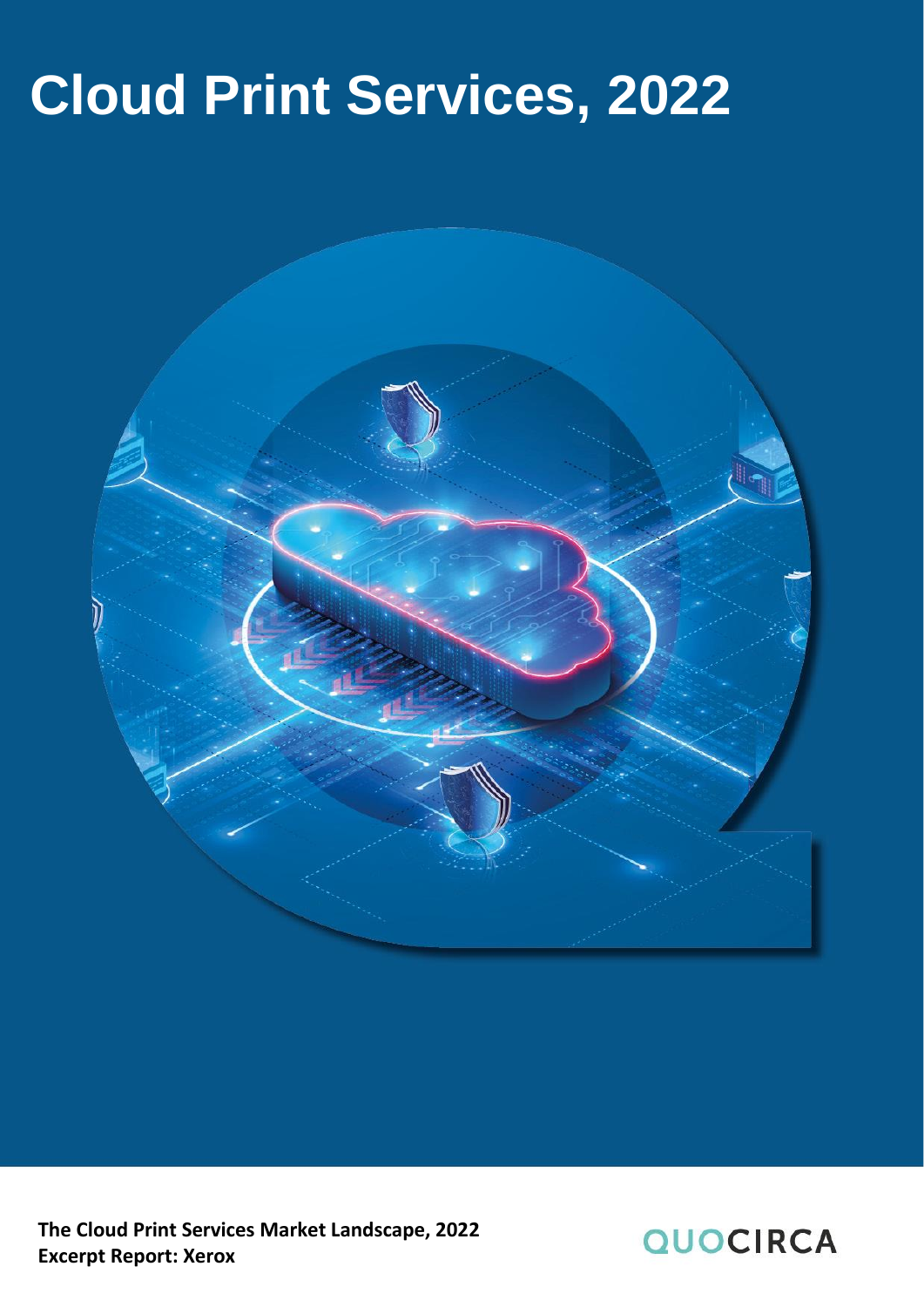# Cloud Print Services, 2022

**The Cloud Print Services Market Landscape, 2022**
**Excerpt Report: Xerox**

QUOCIRCA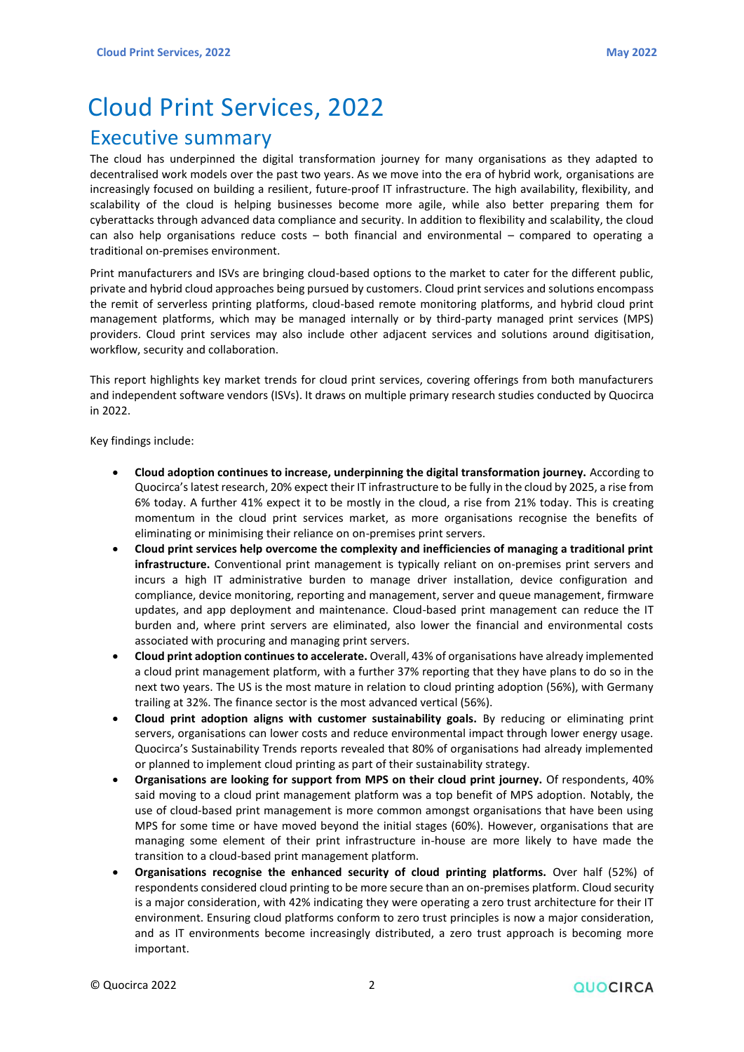# Cloud Print Services, 2022

## Executive summary

The cloud has underpinned the digital transformation journey for many organisations as they adapted to decentralised work models over the past two years. As we move into the era of hybrid work, organisations are increasingly focused on building a resilient, future-proof IT infrastructure. The high availability, flexibility, and scalability of the cloud is helping businesses become more agile, while also better preparing them for cyberattacks through advanced data compliance and security. In addition to flexibility and scalability, the cloud can also help organisations reduce costs – both financial and environmental – compared to operating a traditional on-premises environment.

Print manufacturers and ISVs are bringing cloud-based options to the market to cater for the different public, private and hybrid cloud approaches being pursued by customers. Cloud print services and solutions encompass the remit of serverless printing platforms, cloud-based remote monitoring platforms, and hybrid cloud print management platforms, which may be managed internally or by third-party managed print services (MPS) providers. Cloud print services may also include other adjacent services and solutions around digitisation, workflow, security and collaboration.

This report highlights key market trends for cloud print services, covering offerings from both manufacturers and independent software vendors (ISVs). It draws on multiple primary research studies conducted by Quocirca in 2022.

Key findings include:

- **Cloud adoption continues to increase, underpinning the digital transformation journey.** According to Quocirca's latest research, 20% expect their IT infrastructure to be fully in the cloud by 2025, a rise from 6% today. A further 41% expect it to be mostly in the cloud, a rise from 21% today. This is creating momentum in the cloud print services market, as more organisations recognise the benefits of eliminating or minimising their reliance on on-premises print servers.
- **Cloud print services help overcome the complexity and inefficiencies of managing a traditional print infrastructure.** Conventional print management is typically reliant on on-premises print servers and incurs a high IT administrative burden to manage driver installation, device configuration and compliance, device monitoring, reporting and management, server and queue management, firmware updates, and app deployment and maintenance. Cloud-based print management can reduce the IT burden and, where print servers are eliminated, also lower the financial and environmental costs associated with procuring and managing print servers.
- **Cloud print adoption continues to accelerate.** Overall, 43% of organisations have already implemented a cloud print management platform, with a further 37% reporting that they have plans to do so in the next two years. The US is the most mature in relation to cloud printing adoption (56%), with Germany trailing at 32%. The finance sector is the most advanced vertical (56%).
- **Cloud print adoption aligns with customer sustainability goals.** By reducing or eliminating print servers, organisations can lower costs and reduce environmental impact through lower energy usage. Quocirca's Sustainability Trends reports revealed that 80% of organisations had already implemented or planned to implement cloud printing as part of their sustainability strategy.
- **Organisations are looking for support from MPS on their cloud print journey.** Of respondents, 40% said moving to a cloud print management platform was a top benefit of MPS adoption. Notably, the use of cloud-based print management is more common amongst organisations that have been using MPS for some time or have moved beyond the initial stages (60%). However, organisations that are managing some element of their print infrastructure in-house are more likely to have made the transition to a cloud-based print management platform.
- **Organisations recognise the enhanced security of cloud printing platforms.** Over half (52%) of respondents considered cloud printing to be more secure than an on-premises platform. Cloud security is a major consideration, with 42% indicating they were operating a zero trust architecture for their IT environment. Ensuring cloud platforms conform to zero trust principles is now a major consideration, and as IT environments become increasingly distributed, a zero trust approach is becoming more important.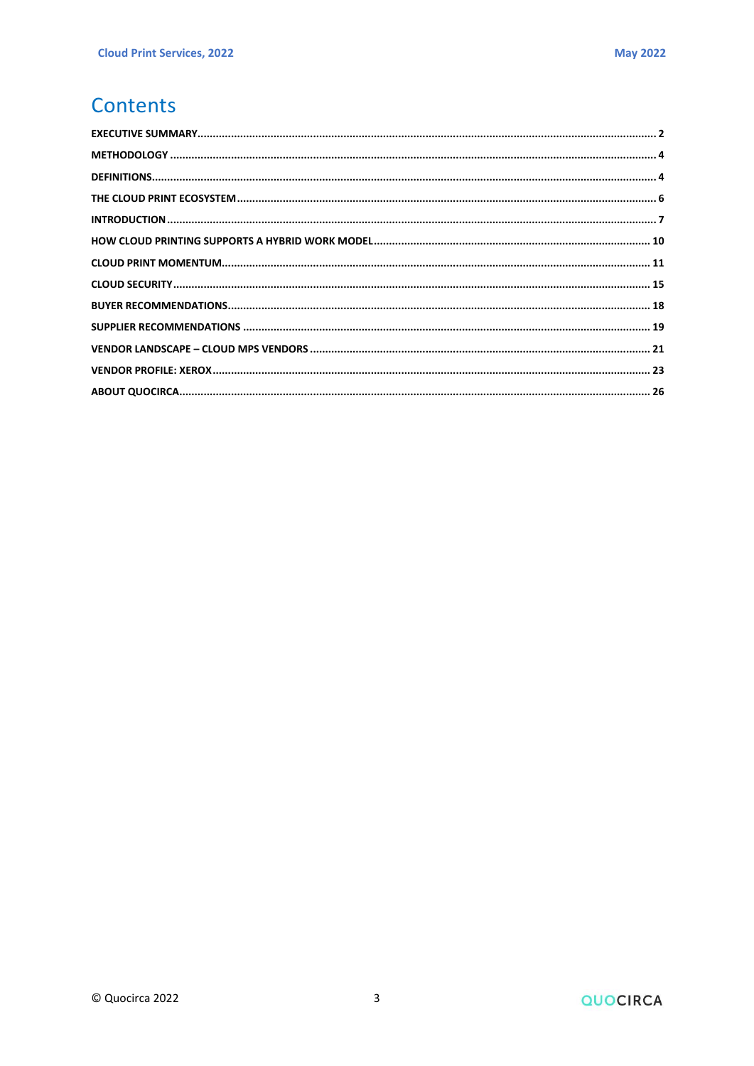# Contents

| | |
|---|---|
| **EXECUTIVE SUMMARY** | **2** |
| **METHODOLOGY** | **4** |
| **DEFINITIONS** | **4** |
| **THE CLOUD PRINT ECOSYSTEM** | **6** |
| **INTRODUCTION** | **7** |
| **HOW CLOUD PRINTING SUPPORTS A HYBRID WORK MODEL** | **10** |
| **CLOUD PRINT MOMENTUM** | **11** |
| **CLOUD SECURITY** | **15** |
| **BUYER RECOMMENDATIONS** | **18** |
| **SUPPLIER RECOMMENDATIONS** | **19** |
| **VENDOR LANDSCAPE – CLOUD MPS VENDORS** | **21** |
| **VENDOR PROFILE: XEROX** | **23** |
| **ABOUT QUOCIRCA** | **26** |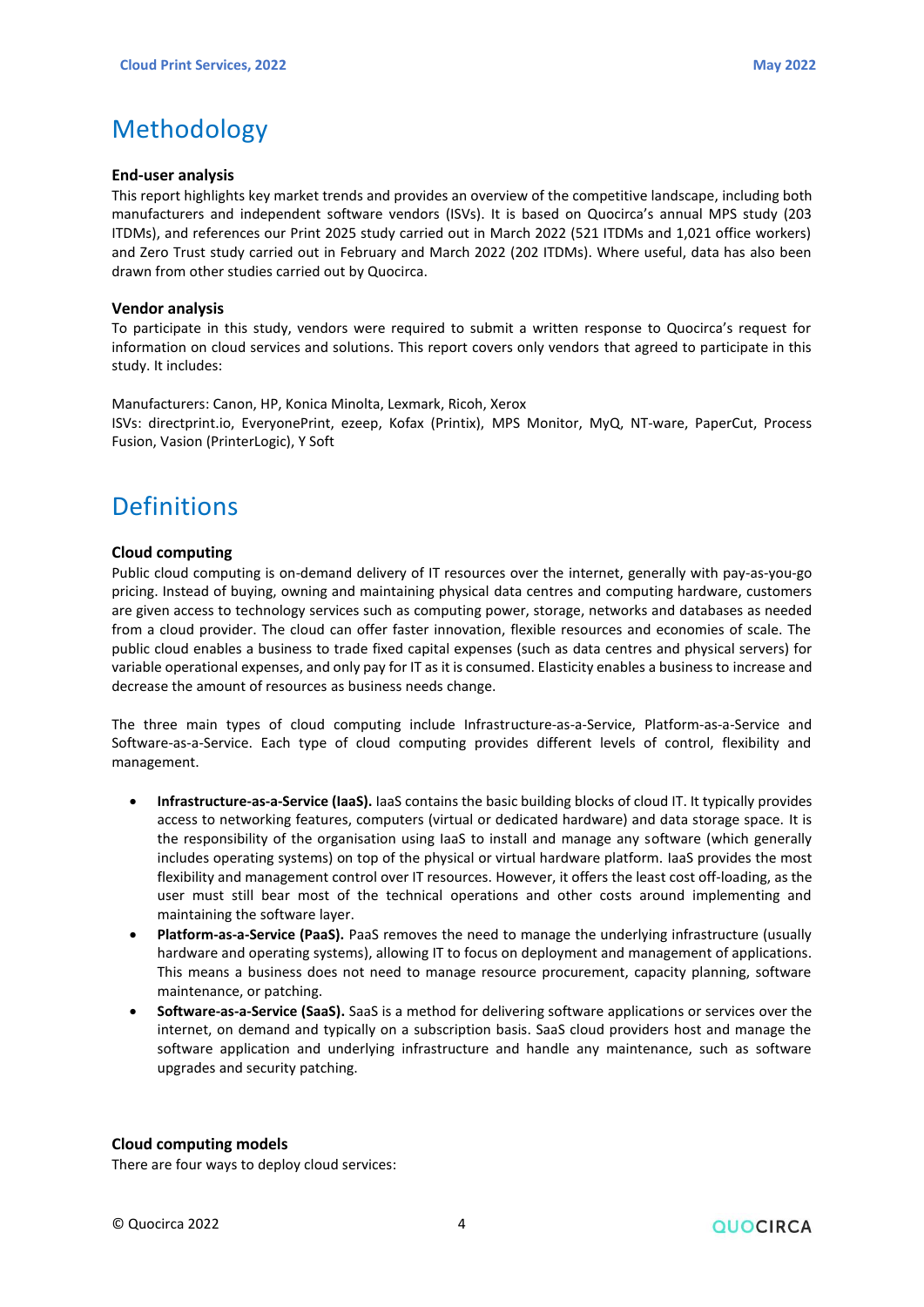# Methodology

### End-user analysis

This report highlights key market trends and provides an overview of the competitive landscape, including both manufacturers and independent software vendors (ISVs). It is based on Quocirca's annual MPS study (203 ITDMs), and references our Print 2025 study carried out in March 2022 (521 ITDMs and 1,021 office workers) and Zero Trust study carried out in February and March 2022 (202 ITDMs). Where useful, data has also been drawn from other studies carried out by Quocirca.

### Vendor analysis

To participate in this study, vendors were required to submit a written response to Quocirca's request for information on cloud services and solutions. This report covers only vendors that agreed to participate in this study. It includes:

Manufacturers: Canon, HP, Konica Minolta, Lexmark, Ricoh, Xerox
ISVs: directprint.io, EveryonePrint, ezeep, Kofax (Printix), MPS Monitor, MyQ, NT-ware, PaperCut, Process Fusion, Vasion (PrinterLogic), Y Soft

# Definitions

### Cloud computing

Public cloud computing is on-demand delivery of IT resources over the internet, generally with pay-as-you-go pricing. Instead of buying, owning and maintaining physical data centres and computing hardware, customers are given access to technology services such as computing power, storage, networks and databases as needed from a cloud provider. The cloud can offer faster innovation, flexible resources and economies of scale. The public cloud enables a business to trade fixed capital expenses (such as data centres and physical servers) for variable operational expenses, and only pay for IT as it is consumed. Elasticity enables a business to increase and decrease the amount of resources as business needs change.

The three main types of cloud computing include Infrastructure-as-a-Service, Platform-as-a-Service and Software-as-a-Service. Each type of cloud computing provides different levels of control, flexibility and management.

- **Infrastructure-as-a-Service (IaaS).** IaaS contains the basic building blocks of cloud IT. It typically provides access to networking features, computers (virtual or dedicated hardware) and data storage space. It is the responsibility of the organisation using IaaS to install and manage any software (which generally includes operating systems) on top of the physical or virtual hardware platform. IaaS provides the most flexibility and management control over IT resources. However, it offers the least cost off-loading, as the user must still bear most of the technical operations and other costs around implementing and maintaining the software layer.
- **Platform-as-a-Service (PaaS).** PaaS removes the need to manage the underlying infrastructure (usually hardware and operating systems), allowing IT to focus on deployment and management of applications. This means a business does not need to manage resource procurement, capacity planning, software maintenance, or patching.
- **Software-as-a-Service (SaaS).** SaaS is a method for delivering software applications or services over the internet, on demand and typically on a subscription basis. SaaS cloud providers host and manage the software application and underlying infrastructure and handle any maintenance, such as software upgrades and security patching.

### Cloud computing models

There are four ways to deploy cloud services: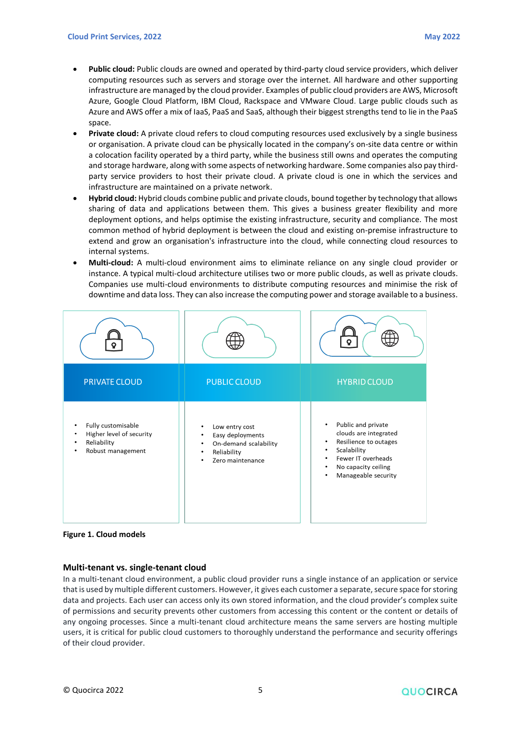- **Public cloud:** Public clouds are owned and operated by third-party cloud service providers, which deliver computing resources such as servers and storage over the internet. All hardware and other supporting infrastructure are managed by the cloud provider. Examples of public cloud providers are AWS, Microsoft Azure, Google Cloud Platform, IBM Cloud, Rackspace and VMware Cloud. Large public clouds such as Azure and AWS offer a mix of IaaS, PaaS and SaaS, although their biggest strengths tend to lie in the PaaS space.
- **Private cloud:** A private cloud refers to cloud computing resources used exclusively by a single business or organisation. A private cloud can be physically located in the company's on-site data centre or within a colocation facility operated by a third party, while the business still owns and operates the computing and storage hardware, along with some aspects of networking hardware. Some companies also pay third-party service providers to host their private cloud. A private cloud is one in which the services and infrastructure are maintained on a private network.
- **Hybrid cloud:** Hybrid clouds combine public and private clouds, bound together by technology that allows sharing of data and applications between them. This gives a business greater flexibility and more deployment options, and helps optimise the existing infrastructure, security and compliance. The most common method of hybrid deployment is between the cloud and existing on-premise infrastructure to extend and grow an organisation's infrastructure into the cloud, while connecting cloud resources to internal systems.
- **Multi-cloud:** A multi-cloud environment aims to eliminate reliance on any single cloud provider or instance. A typical multi-cloud architecture utilises two or more public clouds, as well as private clouds. Companies use multi-cloud environments to distribute computing resources and minimise the risk of downtime and data loss. They can also increase the computing power and storage available to a business.

| PRIVATE CLOUD | PUBLIC CLOUD | HYBRID CLOUD |
|---|---|---|
| • Fully customisable<br>• Higher level of security<br>• Reliability<br>• Robust management | • Low entry cost<br>• Easy deployments<br>• On-demand scalability<br>• Reliability<br>• Zero maintenance | • Public and private clouds are integrated<br>• Resilience to outages<br>• Scalability<br>• Fewer IT overheads<br>• No capacity ceiling<br>• Manageable security |

**Figure 1. Cloud models**

### Multi-tenant vs. single-tenant cloud

In a multi-tenant cloud environment, a public cloud provider runs a single instance of an application or service that is used by multiple different customers. However, it gives each customer a separate, secure space for storing data and projects. Each user can access only its own stored information, and the cloud provider's complex suite of permissions and security prevents other customers from accessing this content or the content or details of any ongoing processes. Since a multi-tenant cloud architecture means the same servers are hosting multiple users, it is critical for public cloud customers to thoroughly understand the performance and security offerings of their cloud provider.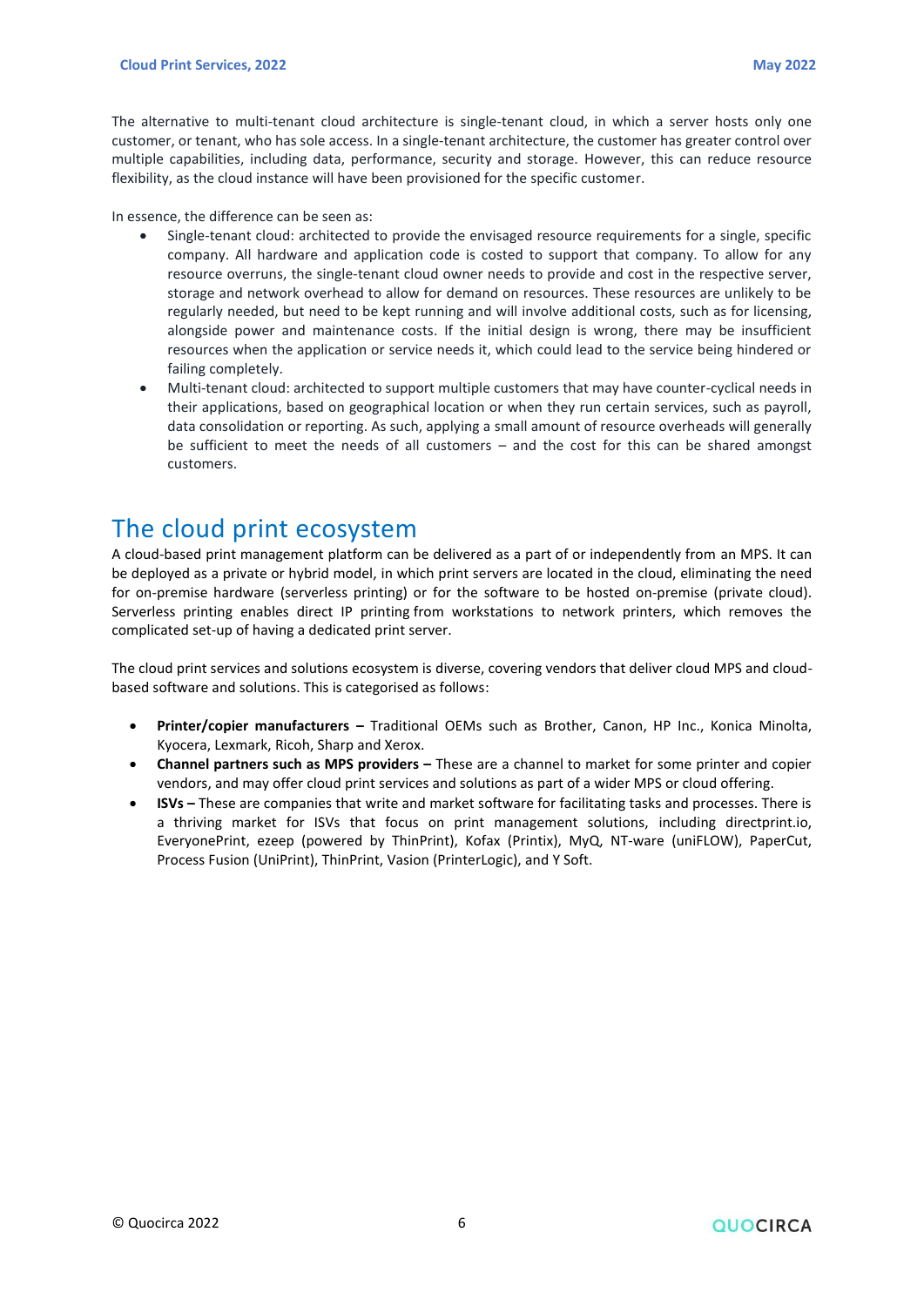The alternative to multi-tenant cloud architecture is single-tenant cloud, in which a server hosts only one customer, or tenant, who has sole access. In a single-tenant architecture, the customer has greater control over multiple capabilities, including data, performance, security and storage. However, this can reduce resource flexibility, as the cloud instance will have been provisioned for the specific customer.

In essence, the difference can be seen as:

- Single-tenant cloud: architected to provide the envisaged resource requirements for a single, specific company. All hardware and application code is costed to support that company. To allow for any resource overruns, the single-tenant cloud owner needs to provide and cost in the respective server, storage and network overhead to allow for demand on resources. These resources are unlikely to be regularly needed, but need to be kept running and will involve additional costs, such as for licensing, alongside power and maintenance costs. If the initial design is wrong, there may be insufficient resources when the application or service needs it, which could lead to the service being hindered or failing completely.
- Multi-tenant cloud: architected to support multiple customers that may have counter-cyclical needs in their applications, based on geographical location or when they run certain services, such as payroll, data consolidation or reporting. As such, applying a small amount of resource overheads will generally be sufficient to meet the needs of all customers – and the cost for this can be shared amongst customers.

# The cloud print ecosystem

A cloud-based print management platform can be delivered as a part of or independently from an MPS. It can be deployed as a private or hybrid model, in which print servers are located in the cloud, eliminating the need for on-premise hardware (serverless printing) or for the software to be hosted on-premise (private cloud). Serverless printing enables direct IP printing from workstations to network printers, which removes the complicated set-up of having a dedicated print server.

The cloud print services and solutions ecosystem is diverse, covering vendors that deliver cloud MPS and cloud-based software and solutions. This is categorised as follows:

- **Printer/copier manufacturers –** Traditional OEMs such as Brother, Canon, HP Inc., Konica Minolta, Kyocera, Lexmark, Ricoh, Sharp and Xerox.
- **Channel partners such as MPS providers –** These are a channel to market for some printer and copier vendors, and may offer cloud print services and solutions as part of a wider MPS or cloud offering.
- **ISVs –** These are companies that write and market software for facilitating tasks and processes. There is a thriving market for ISVs that focus on print management solutions, including directprint.io, EveryonePrint, ezeep (powered by ThinPrint), Kofax (Printix), MyQ, NT-ware (uniFLOW), PaperCut, Process Fusion (UniPrint), ThinPrint, Vasion (PrinterLogic), and Y Soft.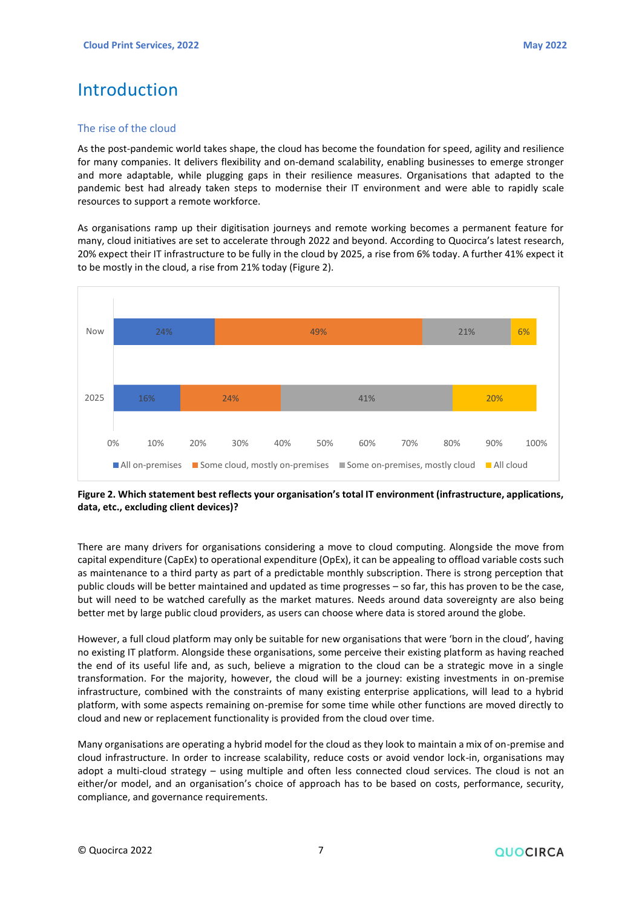# Introduction

## The rise of the cloud

As the post-pandemic world takes shape, the cloud has become the foundation for speed, agility and resilience for many companies. It delivers flexibility and on-demand scalability, enabling businesses to emerge stronger and more adaptable, while plugging gaps in their resilience measures. Organisations that adapted to the pandemic best had already taken steps to modernise their IT environment and were able to rapidly scale resources to support a remote workforce.

As organisations ramp up their digitisation journeys and remote working becomes a permanent feature for many, cloud initiatives are set to accelerate through 2022 and beyond. According to Quocirca's latest research, 20% expect their IT infrastructure to be fully in the cloud by 2025, a rise from 6% today. A further 41% expect it to be mostly in the cloud, a rise from 21% today (Figure 2).

| | All on-premises | Some cloud, mostly on-premises | Some on-premises, mostly cloud | All cloud |
|---|---|---|---|---|
| Now | 24% | 49% | 21% | 6% |
| 2025 | 16% | 24% | 41% | 20% |

**Figure 2. Which statement best reflects your organisation's total IT environment (infrastructure, applications, data, etc., excluding client devices)?**

There are many drivers for organisations considering a move to cloud computing. Alongside the move from capital expenditure (CapEx) to operational expenditure (OpEx), it can be appealing to offload variable costs such as maintenance to a third party as part of a predictable monthly subscription. There is strong perception that public clouds will be better maintained and updated as time progresses – so far, this has proven to be the case, but will need to be watched carefully as the market matures. Needs around data sovereignty are also being better met by large public cloud providers, as users can choose where data is stored around the globe.

However, a full cloud platform may only be suitable for new organisations that were 'born in the cloud', having no existing IT platform. Alongside these organisations, some perceive their existing platform as having reached the end of its useful life and, as such, believe a migration to the cloud can be a strategic move in a single transformation. For the majority, however, the cloud will be a journey: existing investments in on-premise infrastructure, combined with the constraints of many existing enterprise applications, will lead to a hybrid platform, with some aspects remaining on-premise for some time while other functions are moved directly to cloud and new or replacement functionality is provided from the cloud over time.

Many organisations are operating a hybrid model for the cloud as they look to maintain a mix of on-premise and cloud infrastructure. In order to increase scalability, reduce costs or avoid vendor lock-in, organisations may adopt a multi-cloud strategy – using multiple and often less connected cloud services. The cloud is not an either/or model, and an organisation's choice of approach has to be based on costs, performance, security, compliance, and governance requirements.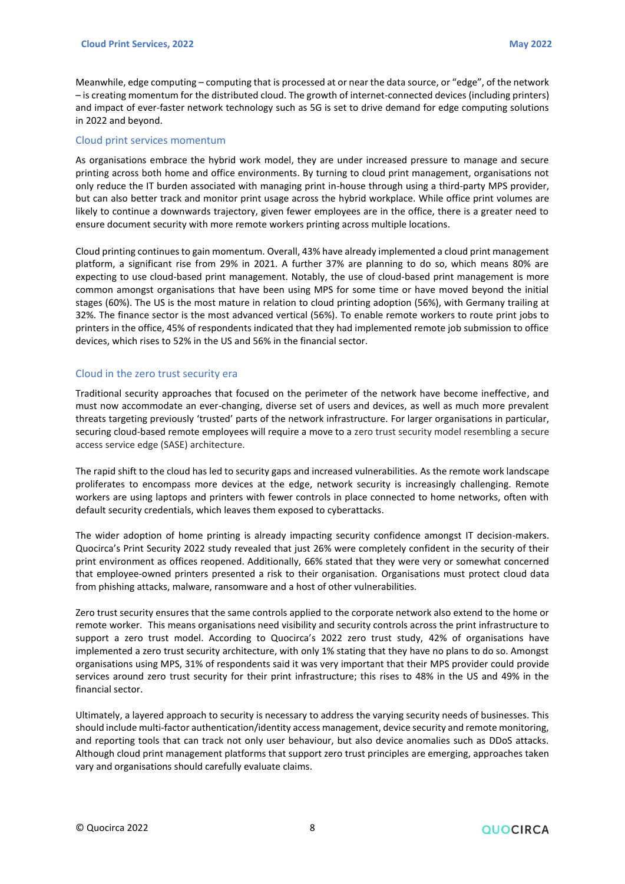Meanwhile, edge computing – computing that is processed at or near the data source, or "edge", of the network – is creating momentum for the distributed cloud. The growth of internet-connected devices (including printers) and impact of ever-faster network technology such as 5G is set to drive demand for edge computing solutions in 2022 and beyond.

## Cloud print services momentum

As organisations embrace the hybrid work model, they are under increased pressure to manage and secure printing across both home and office environments. By turning to cloud print management, organisations not only reduce the IT burden associated with managing print in-house through using a third-party MPS provider, but can also better track and monitor print usage across the hybrid workplace. While office print volumes are likely to continue a downwards trajectory, given fewer employees are in the office, there is a greater need to ensure document security with more remote workers printing across multiple locations.

Cloud printing continues to gain momentum. Overall, 43% have already implemented a cloud print management platform, a significant rise from 29% in 2021. A further 37% are planning to do so, which means 80% are expecting to use cloud-based print management. Notably, the use of cloud-based print management is more common amongst organisations that have been using MPS for some time or have moved beyond the initial stages (60%). The US is the most mature in relation to cloud printing adoption (56%), with Germany trailing at 32%. The finance sector is the most advanced vertical (56%). To enable remote workers to route print jobs to printers in the office, 45% of respondents indicated that they had implemented remote job submission to office devices, which rises to 52% in the US and 56% in the financial sector.

## Cloud in the zero trust security era

Traditional security approaches that focused on the perimeter of the network have become ineffective, and must now accommodate an ever-changing, diverse set of users and devices, as well as much more prevalent threats targeting previously 'trusted' parts of the network infrastructure. For larger organisations in particular, securing cloud-based remote employees will require a move to a zero trust security model resembling a secure access service edge (SASE) architecture.

The rapid shift to the cloud has led to security gaps and increased vulnerabilities. As the remote work landscape proliferates to encompass more devices at the edge, network security is increasingly challenging. Remote workers are using laptops and printers with fewer controls in place connected to home networks, often with default security credentials, which leaves them exposed to cyberattacks.

The wider adoption of home printing is already impacting security confidence amongst IT decision-makers. Quocirca's Print Security 2022 study revealed that just 26% were completely confident in the security of their print environment as offices reopened. Additionally, 66% stated that they were very or somewhat concerned that employee-owned printers presented a risk to their organisation. Organisations must protect cloud data from phishing attacks, malware, ransomware and a host of other vulnerabilities.

Zero trust security ensures that the same controls applied to the corporate network also extend to the home or remote worker. This means organisations need visibility and security controls across the print infrastructure to support a zero trust model. According to Quocirca's 2022 zero trust study, 42% of organisations have implemented a zero trust security architecture, with only 1% stating that they have no plans to do so. Amongst organisations using MPS, 31% of respondents said it was very important that their MPS provider could provide services around zero trust security for their print infrastructure; this rises to 48% in the US and 49% in the financial sector.

Ultimately, a layered approach to security is necessary to address the varying security needs of businesses. This should include multi-factor authentication/identity access management, device security and remote monitoring, and reporting tools that can track not only user behaviour, but also device anomalies such as DDoS attacks. Although cloud print management platforms that support zero trust principles are emerging, approaches taken vary and organisations should carefully evaluate claims.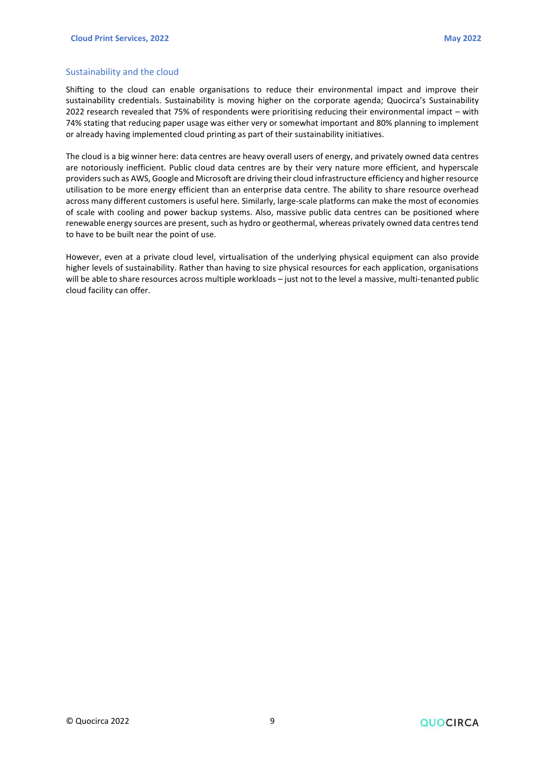## Sustainability and the cloud

Shifting to the cloud can enable organisations to reduce their environmental impact and improve their sustainability credentials. Sustainability is moving higher on the corporate agenda; Quocirca's Sustainability 2022 research revealed that 75% of respondents were prioritising reducing their environmental impact – with 74% stating that reducing paper usage was either very or somewhat important and 80% planning to implement or already having implemented cloud printing as part of their sustainability initiatives.

The cloud is a big winner here: data centres are heavy overall users of energy, and privately owned data centres are notoriously inefficient. Public cloud data centres are by their very nature more efficient, and hyperscale providers such as AWS, Google and Microsoft are driving their cloud infrastructure efficiency and higher resource utilisation to be more energy efficient than an enterprise data centre. The ability to share resource overhead across many different customers is useful here. Similarly, large-scale platforms can make the most of economies of scale with cooling and power backup systems. Also, massive public data centres can be positioned where renewable energy sources are present, such as hydro or geothermal, whereas privately owned data centres tend to have to be built near the point of use.

However, even at a private cloud level, virtualisation of the underlying physical equipment can also provide higher levels of sustainability. Rather than having to size physical resources for each application, organisations will be able to share resources across multiple workloads – just not to the level a massive, multi-tenanted public cloud facility can offer.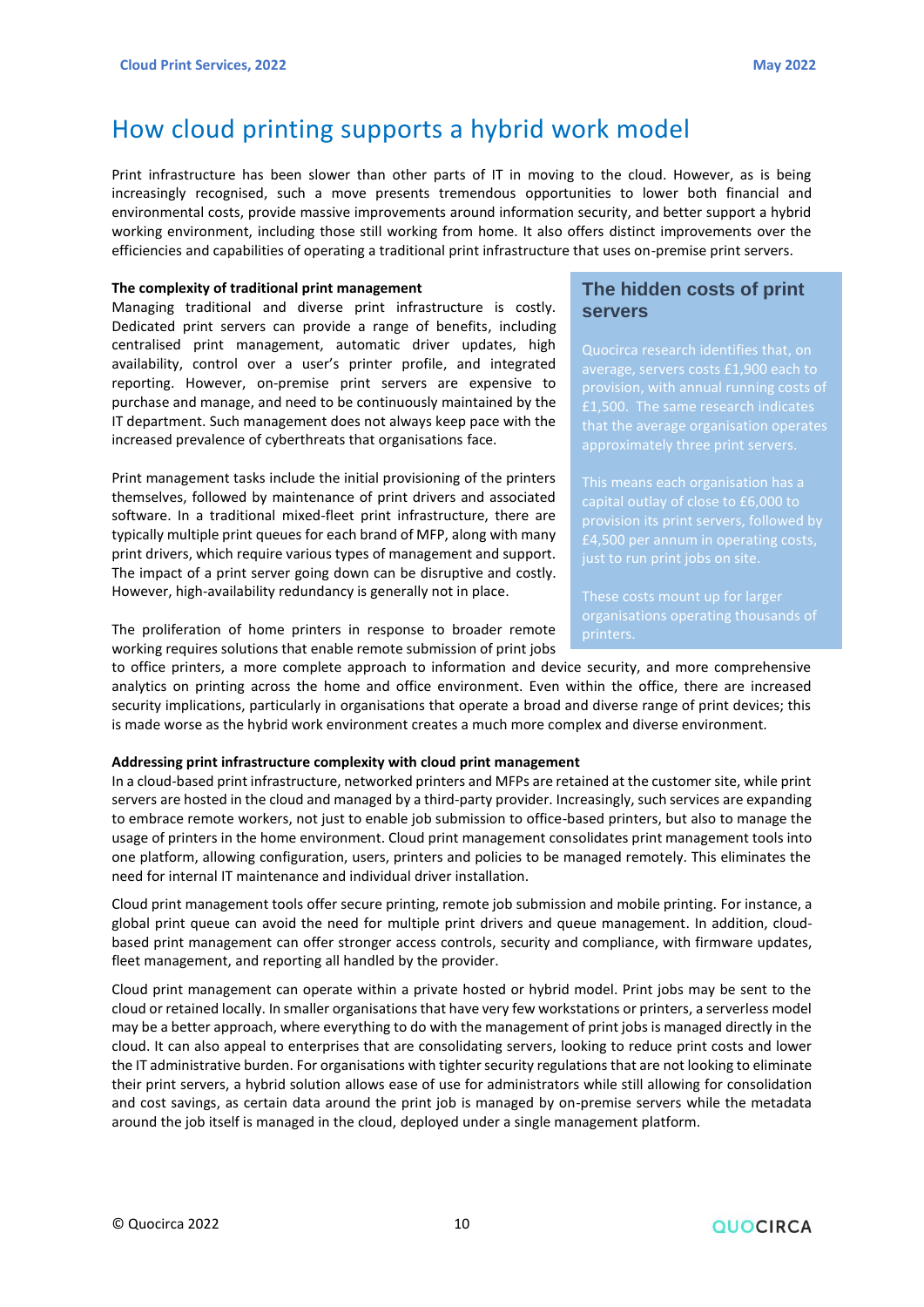# How cloud printing supports a hybrid work model

Print infrastructure has been slower than other parts of IT in moving to the cloud. However, as is being increasingly recognised, such a move presents tremendous opportunities to lower both financial and environmental costs, provide massive improvements around information security, and better support a hybrid working environment, including those still working from home. It also offers distinct improvements over the efficiencies and capabilities of operating a traditional print infrastructure that uses on-premise print servers.

**The complexity of traditional print management**

Managing traditional and diverse print infrastructure is costly. Dedicated print servers can provide a range of benefits, including centralised print management, automatic driver updates, high availability, control over a user's printer profile, and integrated reporting. However, on-premise print servers are expensive to purchase and manage, and need to be continuously maintained by the IT department. Such management does not always keep pace with the increased prevalence of cyberthreats that organisations face.

Print management tasks include the initial provisioning of the printers themselves, followed by maintenance of print drivers and associated software. In a traditional mixed-fleet print infrastructure, there are typically multiple print queues for each brand of MFP, along with many print drivers, which require various types of management and support. The impact of a print server going down can be disruptive and costly. However, high-availability redundancy is generally not in place.

The proliferation of home printers in response to broader remote working requires solutions that enable remote submission of print jobs to office printers, a more complete approach to information and device security, and more comprehensive analytics on printing across the home and office environment. Even within the office, there are increased security implications, particularly in organisations that operate a broad and diverse range of print devices; this is made worse as the hybrid work environment creates a much more complex and diverse environment.

> ### The hidden costs of print servers
>
> Quocirca research identifies that, on average, servers costs £1,900 each to provision, with annual running costs of £1,500. The same research indicates that the average organisation operates approximately three print servers.
>
> This means each organisation has a capital outlay of close to £6,000 to provision its print servers, followed by £4,500 per annum in operating costs, just to run print jobs on site.
>
> These costs mount up for larger organisations operating thousands of printers.

**Addressing print infrastructure complexity with cloud print management**

In a cloud-based print infrastructure, networked printers and MFPs are retained at the customer site, while print servers are hosted in the cloud and managed by a third-party provider. Increasingly, such services are expanding to embrace remote workers, not just to enable job submission to office-based printers, but also to manage the usage of printers in the home environment. Cloud print management consolidates print management tools into one platform, allowing configuration, users, printers and policies to be managed remotely. This eliminates the need for internal IT maintenance and individual driver installation.

Cloud print management tools offer secure printing, remote job submission and mobile printing. For instance, a global print queue can avoid the need for multiple print drivers and queue management. In addition, cloud-based print management can offer stronger access controls, security and compliance, with firmware updates, fleet management, and reporting all handled by the provider.

Cloud print management can operate within a private hosted or hybrid model. Print jobs may be sent to the cloud or retained locally. In smaller organisations that have very few workstations or printers, a serverless model may be a better approach, where everything to do with the management of print jobs is managed directly in the cloud. It can also appeal to enterprises that are consolidating servers, looking to reduce print costs and lower the IT administrative burden. For organisations with tighter security regulations that are not looking to eliminate their print servers, a hybrid solution allows ease of use for administrators while still allowing for consolidation and cost savings, as certain data around the print job is managed by on-premise servers while the metadata around the job itself is managed in the cloud, deployed under a single management platform.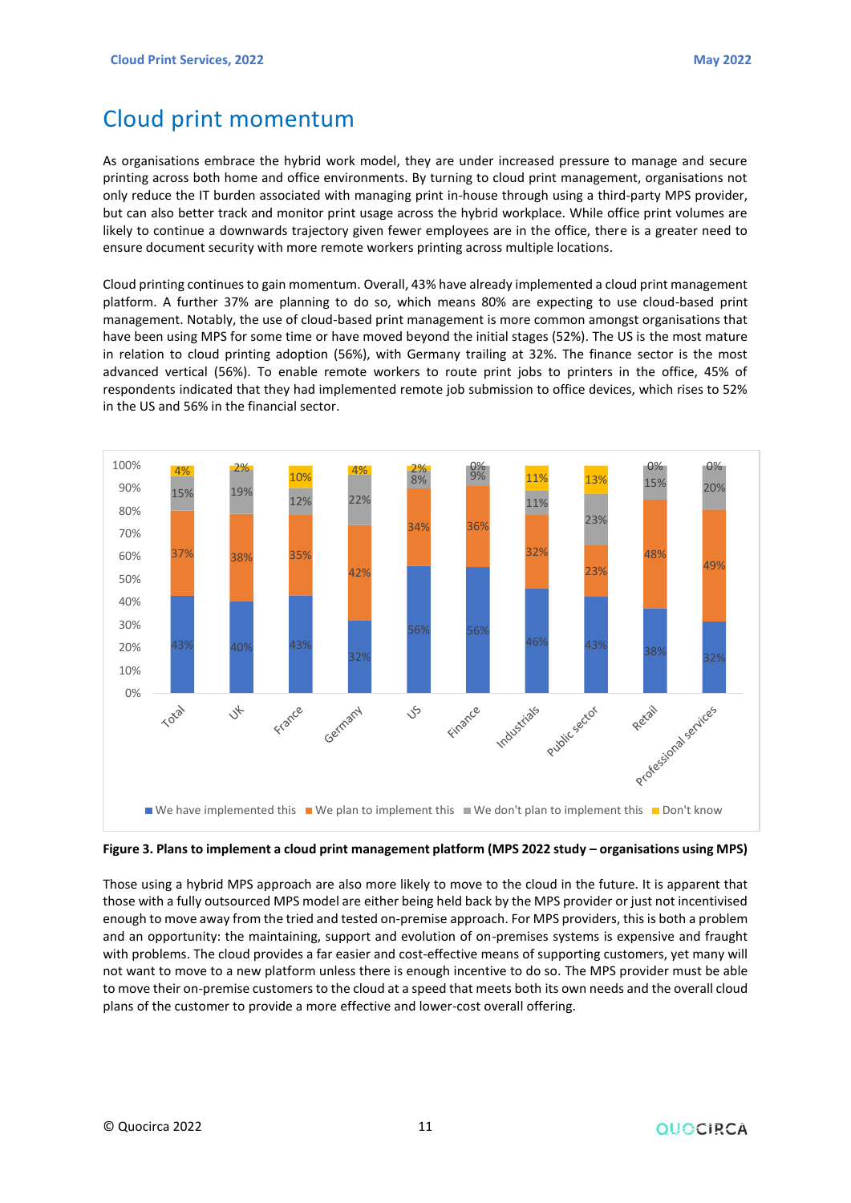# Cloud print momentum

As organisations embrace the hybrid work model, they are under increased pressure to manage and secure printing across both home and office environments. By turning to cloud print management, organisations not only reduce the IT burden associated with managing print in-house through using a third-party MPS provider, but can also better track and monitor print usage across the hybrid workplace. While office print volumes are likely to continue a downwards trajectory given fewer employees are in the office, there is a greater need to ensure document security with more remote workers printing across multiple locations.

Cloud printing continues to gain momentum. Overall, 43% have already implemented a cloud print management platform. A further 37% are planning to do so, which means 80% are expecting to use cloud-based print management. Notably, the use of cloud-based print management is more common amongst organisations that have been using MPS for some time or have moved beyond the initial stages (52%). The US is the most mature in relation to cloud printing adoption (56%), with Germany trailing at 32%. The finance sector is the most advanced vertical (56%). To enable remote workers to route print jobs to printers in the office, 45% of respondents indicated that they had implemented remote job submission to office devices, which rises to 52% in the US and 56% in the financial sector.

| | We have implemented this | We plan to implement this | We don't plan to implement this | Don't know |
|---|---|---|---|---|
| Total | 43% | 37% | 15% | 4% |
| UK | 40% | 38% | 19% | 2% |
| France | 43% | 35% | 12% | 10% |
| Germany | 32% | 42% | 22% | 4% |
| US | 56% | 34% | 8% | 2% |
| Finance | 56% | 36% | 9% | 0% |
| Industrials | 46% | 32% | 11% | 11% |
| Public sector | 43% | 23% | 23% | 13% |
| Retail | 38% | 48% | 15% | 0% |
| Professional services | 32% | 49% | 20% | 0% |

**Figure 3. Plans to implement a cloud print management platform (MPS 2022 study – organisations using MPS)**

Those using a hybrid MPS approach are also more likely to move to the cloud in the future. It is apparent that those with a fully outsourced MPS model are either being held back by the MPS provider or just not incentivised enough to move away from the tried and tested on-premise approach. For MPS providers, this is both a problem and an opportunity: the maintaining, support and evolution of on-premises systems is expensive and fraught with problems. The cloud provides a far easier and cost-effective means of supporting customers, yet many will not want to move to a new platform unless there is enough incentive to do so. The MPS provider must be able to move their on-premise customers to the cloud at a speed that meets both its own needs and the overall cloud plans of the customer to provide a more effective and lower-cost overall offering.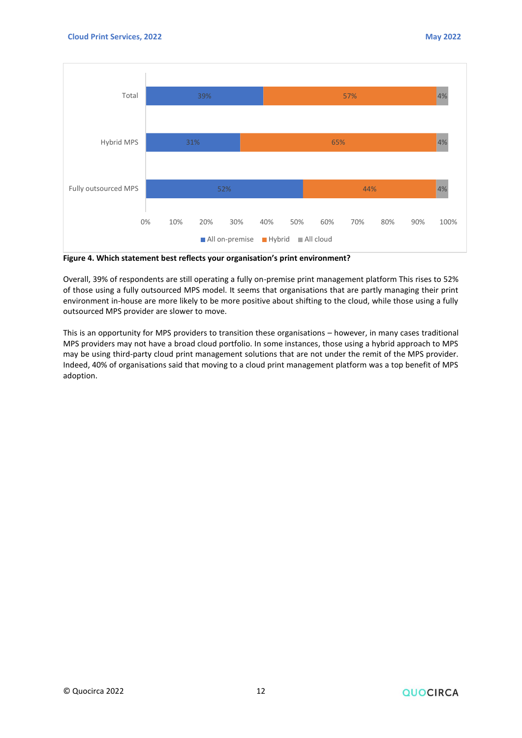| | All on-premise | Hybrid | All cloud |
|---|---|---|---|
| Total | 39% | 57% | 4% |
| Hybrid MPS | 31% | 65% | 4% |
| Fully outsourced MPS | 52% | 44% | 4% |

**Figure 4. Which statement best reflects your organisation's print environment?**

Overall, 39% of respondents are still operating a fully on-premise print management platform This rises to 52% of those using a fully outsourced MPS model. It seems that organisations that are partly managing their print environment in-house are more likely to be more positive about shifting to the cloud, while those using a fully outsourced MPS provider are slower to move.

This is an opportunity for MPS providers to transition these organisations – however, in many cases traditional MPS providers may not have a broad cloud portfolio. In some instances, those using a hybrid approach to MPS may be using third-party cloud print management solutions that are not under the remit of the MPS provider. Indeed, 40% of organisations said that moving to a cloud print management platform was a top benefit of MPS adoption.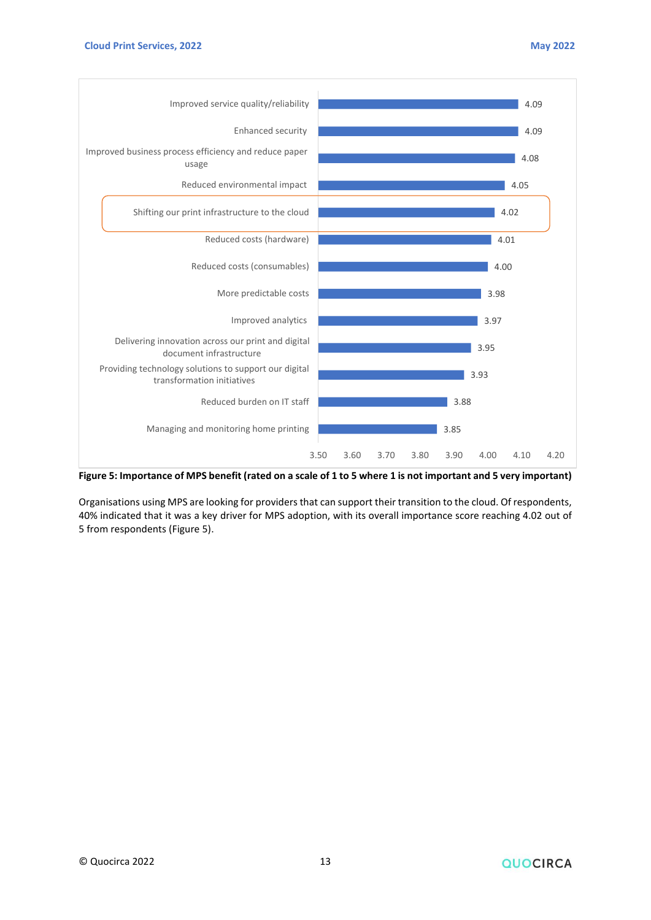| Benefit | Score |
|---|---|
| Improved service quality/reliability | 4.09 |
| Enhanced security | 4.09 |
| Improved business process efficiency and reduce paper usage | 4.08 |
| Reduced environmental impact | 4.05 |
| Shifting our print infrastructure to the cloud | 4.02 |
| Reduced costs (hardware) | 4.01 |
| Reduced costs (consumables) | 4.00 |
| More predictable costs | 3.98 |
| Improved analytics | 3.97 |
| Delivering innovation across our print and digital document infrastructure | 3.95 |
| Providing technology solutions to support our digital transformation initiatives | 3.93 |
| Reduced burden on IT staff | 3.88 |
| Managing and monitoring home printing | 3.85 |

**Figure 5: Importance of MPS benefit (rated on a scale of 1 to 5 where 1 is not important and 5 very important)**

Organisations using MPS are looking for providers that can support their transition to the cloud. Of respondents, 40% indicated that it was a key driver for MPS adoption, with its overall importance score reaching 4.02 out of 5 from respondents (Figure 5).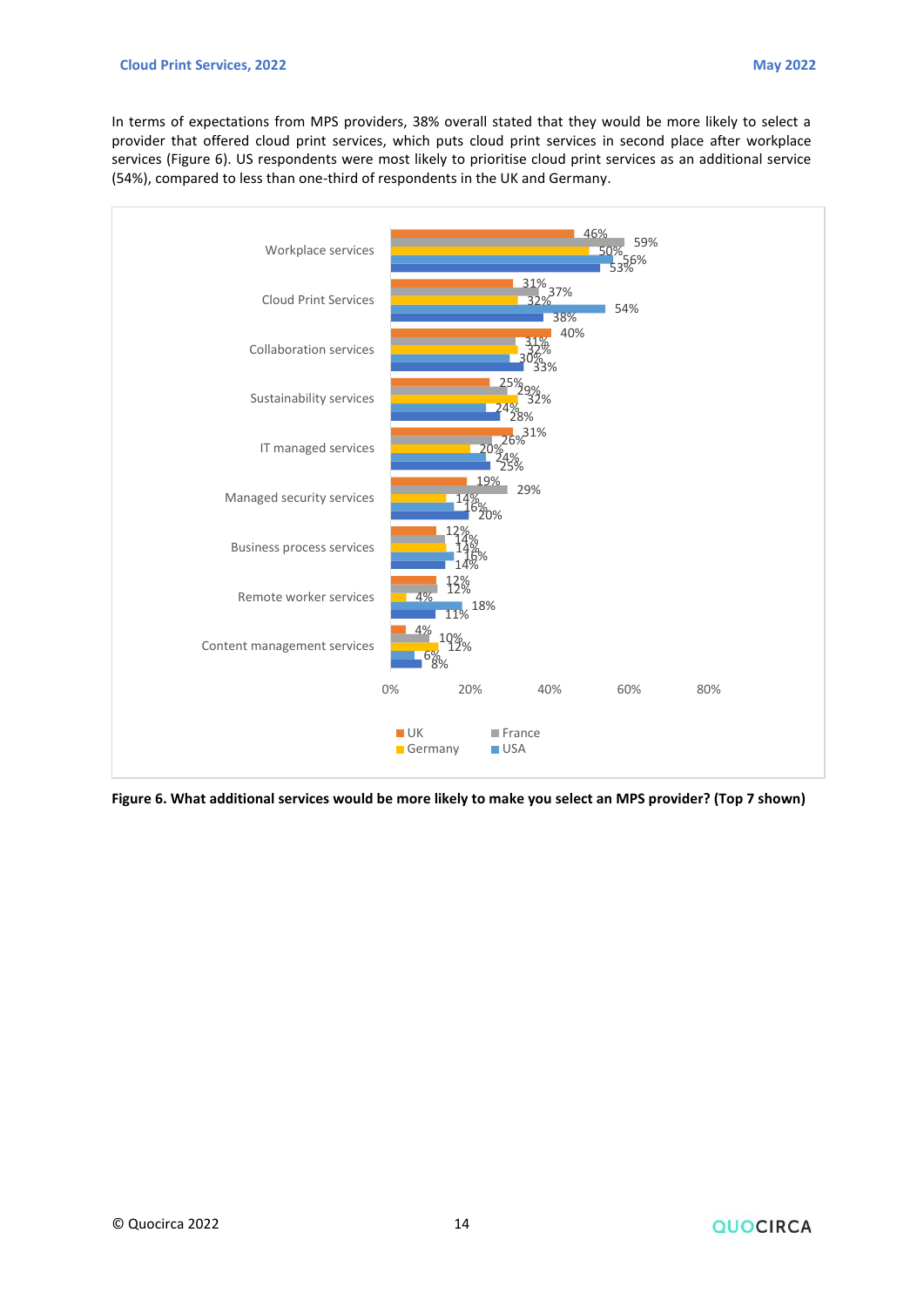In terms of expectations from MPS providers, 38% overall stated that they would be more likely to select a provider that offered cloud print services, which puts cloud print services in second place after workplace services (Figure 6). US respondents were most likely to prioritise cloud print services as an additional service (54%), compared to less than one-third of respondents in the UK and Germany.

| Service | UK | France | Germany | USA | Overall |
|---|---|---|---|---|---|
| Workplace services | 46% | 59% | 50% | 56% | 53% |
| Cloud Print Services | 31% | 37% | 32% | 54% | 38% |
| Collaboration services | 40% | 31% | 32% | 30% | 33% |
| Sustainability services | 25% | 29% | 32% | 24% | 28% |
| IT managed services | 31% | 26% | 20% | 24% | 25% |
| Managed security services | 19% | 29% | 14% | 16% | 20% |
| Business process services | 12% | 14% | 14% | 16% | 14% |
| Remote worker services | 12% | 12% | 4% | 18% | 11% |
| Content management services | 4% | 10% | 12% | 6% | 8% |

**Figure 6. What additional services would be more likely to make you select an MPS provider? (Top 7 shown)**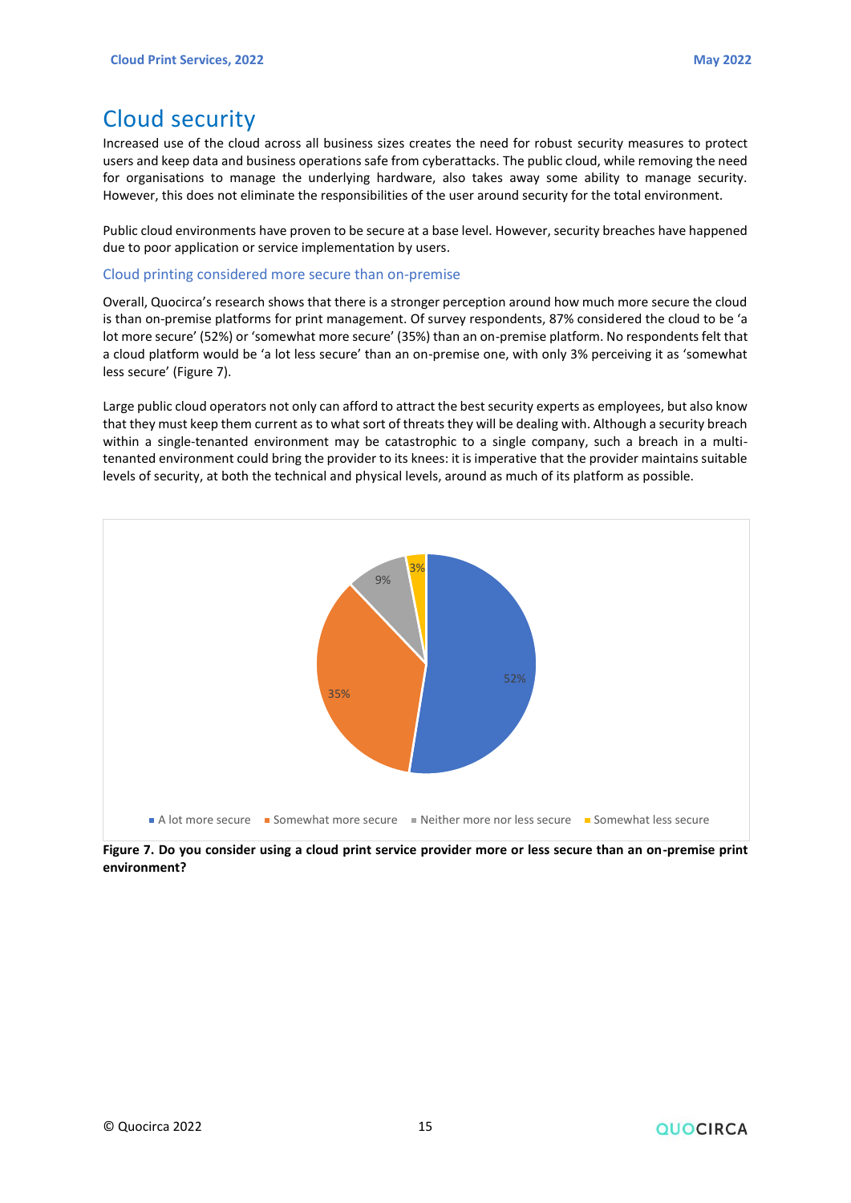# Cloud security

Increased use of the cloud across all business sizes creates the need for robust security measures to protect users and keep data and business operations safe from cyberattacks. The public cloud, while removing the need for organisations to manage the underlying hardware, also takes away some ability to manage security. However, this does not eliminate the responsibilities of the user around security for the total environment.

Public cloud environments have proven to be secure at a base level. However, security breaches have happened due to poor application or service implementation by users.

## Cloud printing considered more secure than on-premise

Overall, Quocirca's research shows that there is a stronger perception around how much more secure the cloud is than on-premise platforms for print management. Of survey respondents, 87% considered the cloud to be 'a lot more secure' (52%) or 'somewhat more secure' (35%) than an on-premise platform. No respondents felt that a cloud platform would be 'a lot less secure' than an on-premise one, with only 3% perceiving it as 'somewhat less secure' (Figure 7).

Large public cloud operators not only can afford to attract the best security experts as employees, but also know that they must keep them current as to what sort of threats they will be dealing with. Although a security breach within a single-tenanted environment may be catastrophic to a single company, such a breach in a multi-tenanted environment could bring the provider to its knees: it is imperative that the provider maintains suitable levels of security, at both the technical and physical levels, around as much of its platform as possible.

| Response | % |
|---|---|
| A lot more secure | 52% |
| Somewhat more secure | 35% |
| Neither more nor less secure | 9% |
| Somewhat less secure | 3% |

**Figure 7. Do you consider using a cloud print service provider more or less secure than an on-premise print environment?**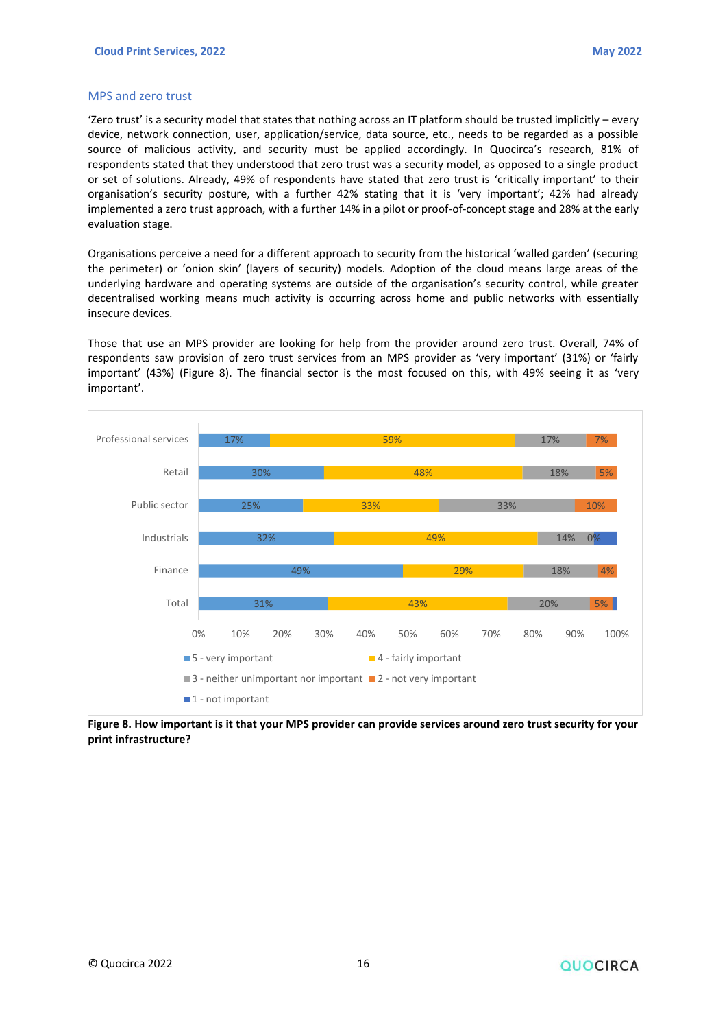## MPS and zero trust

'Zero trust' is a security model that states that nothing across an IT platform should be trusted implicitly – every device, network connection, user, application/service, data source, etc., needs to be regarded as a possible source of malicious activity, and security must be applied accordingly. In Quocirca's research, 81% of respondents stated that they understood that zero trust was a security model, as opposed to a single product or set of solutions. Already, 49% of respondents have stated that zero trust is 'critically important' to their organisation's security posture, with a further 42% stating that it is 'very important'; 42% had already implemented a zero trust approach, with a further 14% in a pilot or proof-of-concept stage and 28% at the early evaluation stage.

Organisations perceive a need for a different approach to security from the historical 'walled garden' (securing the perimeter) or 'onion skin' (layers of security) models. Adoption of the cloud means large areas of the underlying hardware and operating systems are outside of the organisation's security control, while greater decentralised working means much activity is occurring across home and public networks with essentially insecure devices.

Those that use an MPS provider are looking for help from the provider around zero trust. Overall, 74% of respondents saw provision of zero trust services from an MPS provider as 'very important' (31%) or 'fairly important' (43%) (Figure 8). The financial sector is the most focused on this, with 49% seeing it as 'very important'.

| | 5 - very important | 4 - fairly important | 3 - neither unimportant nor important | 2 - not very important | 1 - not important |
|---|---|---|---|---|---|
| Professional services | 17% | 59% | 17% | 7% | |
| Retail | 30% | 48% | 18% | 5% | |
| Public sector | 25% | 33% | 33% | 10% | |
| Industrials | 32% | 49% | 14% | 0% | |
| Finance | 49% | 29% | 18% | 4% | |
| Total | 31% | 43% | 20% | 5% | |

**Figure 8. How important is it that your MPS provider can provide services around zero trust security for your print infrastructure?**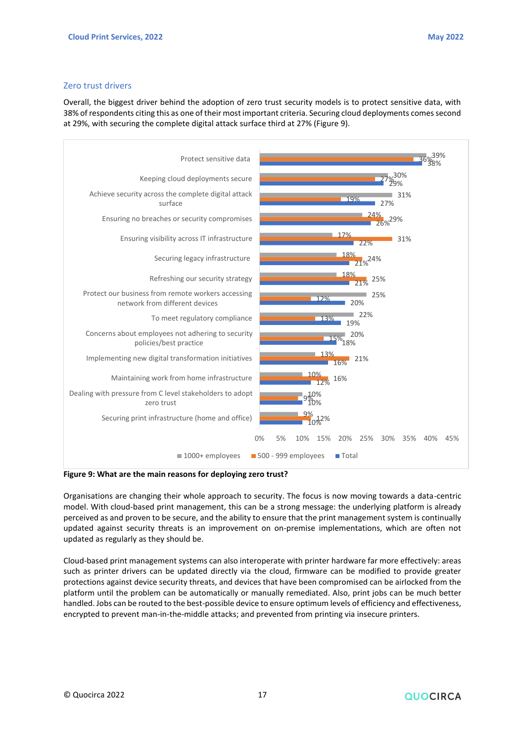## Zero trust drivers

Overall, the biggest driver behind the adoption of zero trust security models is to protect sensitive data, with 38% of respondents citing this as one of their most important criteria. Securing cloud deployments comes second at 29%, with securing the complete digital attack surface third at 27% (Figure 9).

| Reason | 1000+ employees | 500 - 999 employees | Total |
|---|---|---|---|
| Protect sensitive data | 39% | 36% | 38% |
| Keeping cloud deployments secure | 30% | 27% | 29% |
| Achieve security across the complete digital attack surface | 31% | 19% | 27% |
| Ensuring no breaches or security compromises | 24% | 29% | 26% |
| Ensuring visibility across IT infrastructure | 17% | 31% | 22% |
| Securing legacy infrastructure | 18% | 24% | 21% |
| Refreshing our security strategy | 18% | 25% | 21% |
| Protect our business from remote workers accessing network from different devices | 25% | 12% | 20% |
| To meet regulatory compliance | 22% | 13% | 19% |
| Concerns about employees not adhering to security policies/best practice | 20% | 15% | 18% |
| Implementing new digital transformation initiatives | 13% | 21% | 16% |
| Maintaining work from home infrastructure | 10% | 16% | 12% |
| Dealing with pressure from C level stakeholders to adopt zero trust | 10% | 9% | 10% |
| Securing print infrastructure (home and office) | 9% | 12% | 10% |

**Figure 9: What are the main reasons for deploying zero trust?**

Organisations are changing their whole approach to security. The focus is now moving towards a data-centric model. With cloud-based print management, this can be a strong message: the underlying platform is already perceived as and proven to be secure, and the ability to ensure that the print management system is continually updated against security threats is an improvement on on-premise implementations, which are often not updated as regularly as they should be.

Cloud-based print management systems can also interoperate with printer hardware far more effectively: areas such as printer drivers can be updated directly via the cloud, firmware can be modified to provide greater protections against device security threats, and devices that have been compromised can be airlocked from the platform until the problem can be automatically or manually remediated. Also, print jobs can be much better handled. Jobs can be routed to the best-possible device to ensure optimum levels of efficiency and effectiveness, encrypted to prevent man-in-the-middle attacks; and prevented from printing via insecure printers.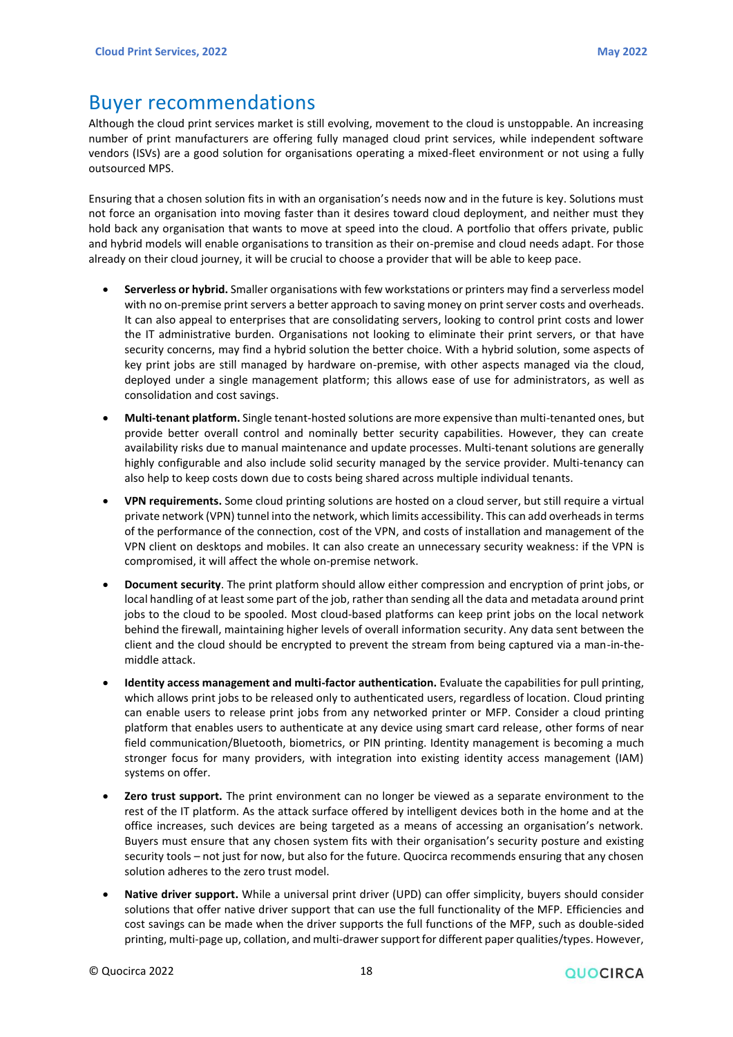# Buyer recommendations

Although the cloud print services market is still evolving, movement to the cloud is unstoppable. An increasing number of print manufacturers are offering fully managed cloud print services, while independent software vendors (ISVs) are a good solution for organisations operating a mixed-fleet environment or not using a fully outsourced MPS.

Ensuring that a chosen solution fits in with an organisation's needs now and in the future is key. Solutions must not force an organisation into moving faster than it desires toward cloud deployment, and neither must they hold back any organisation that wants to move at speed into the cloud. A portfolio that offers private, public and hybrid models will enable organisations to transition as their on-premise and cloud needs adapt. For those already on their cloud journey, it will be crucial to choose a provider that will be able to keep pace.

- **Serverless or hybrid.** Smaller organisations with few workstations or printers may find a serverless model with no on-premise print servers a better approach to saving money on print server costs and overheads. It can also appeal to enterprises that are consolidating servers, looking to control print costs and lower the IT administrative burden. Organisations not looking to eliminate their print servers, or that have security concerns, may find a hybrid solution the better choice. With a hybrid solution, some aspects of key print jobs are still managed by hardware on-premise, with other aspects managed via the cloud, deployed under a single management platform; this allows ease of use for administrators, as well as consolidation and cost savings.
- **Multi-tenant platform.** Single tenant-hosted solutions are more expensive than multi-tenanted ones, but provide better overall control and nominally better security capabilities. However, they can create availability risks due to manual maintenance and update processes. Multi-tenant solutions are generally highly configurable and also include solid security managed by the service provider. Multi-tenancy can also help to keep costs down due to costs being shared across multiple individual tenants.
- **VPN requirements.** Some cloud printing solutions are hosted on a cloud server, but still require a virtual private network (VPN) tunnel into the network, which limits accessibility. This can add overheads in terms of the performance of the connection, cost of the VPN, and costs of installation and management of the VPN client on desktops and mobiles. It can also create an unnecessary security weakness: if the VPN is compromised, it will affect the whole on-premise network.
- **Document security**. The print platform should allow either compression and encryption of print jobs, or local handling of at least some part of the job, rather than sending all the data and metadata around print jobs to the cloud to be spooled. Most cloud-based platforms can keep print jobs on the local network behind the firewall, maintaining higher levels of overall information security. Any data sent between the client and the cloud should be encrypted to prevent the stream from being captured via a man-in-the-middle attack.
- **Identity access management and multi-factor authentication.** Evaluate the capabilities for pull printing, which allows print jobs to be released only to authenticated users, regardless of location. Cloud printing can enable users to release print jobs from any networked printer or MFP. Consider a cloud printing platform that enables users to authenticate at any device using smart card release, other forms of near field communication/Bluetooth, biometrics, or PIN printing. Identity management is becoming a much stronger focus for many providers, with integration into existing identity access management (IAM) systems on offer.
- **Zero trust support.** The print environment can no longer be viewed as a separate environment to the rest of the IT platform. As the attack surface offered by intelligent devices both in the home and at the office increases, such devices are being targeted as a means of accessing an organisation's network. Buyers must ensure that any chosen system fits with their organisation's security posture and existing security tools – not just for now, but also for the future. Quocirca recommends ensuring that any chosen solution adheres to the zero trust model.
- **Native driver support.** While a universal print driver (UPD) can offer simplicity, buyers should consider solutions that offer native driver support that can use the full functionality of the MFP. Efficiencies and cost savings can be made when the driver supports the full functions of the MFP, such as double-sided printing, multi-page up, collation, and multi-drawer support for different paper qualities/types. However,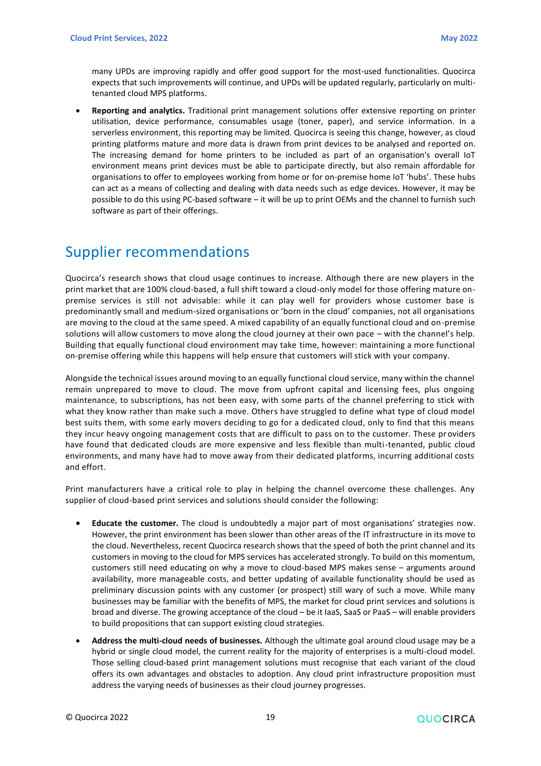many UPDs are improving rapidly and offer good support for the most-used functionalities. Quocirca expects that such improvements will continue, and UPDs will be updated regularly, particularly on multi-tenanted cloud MPS platforms.

- **Reporting and analytics.** Traditional print management solutions offer extensive reporting on printer utilisation, device performance, consumables usage (toner, paper), and service information. In a serverless environment, this reporting may be limited. Quocirca is seeing this change, however, as cloud printing platforms mature and more data is drawn from print devices to be analysed and reported on. The increasing demand for home printers to be included as part of an organisation's overall IoT environment means print devices must be able to participate directly, but also remain affordable for organisations to offer to employees working from home or for on-premise home IoT 'hubs'. These hubs can act as a means of collecting and dealing with data needs such as edge devices. However, it may be possible to do this using PC-based software – it will be up to print OEMs and the channel to furnish such software as part of their offerings.

# Supplier recommendations

Quocirca's research shows that cloud usage continues to increase. Although there are new players in the print market that are 100% cloud-based, a full shift toward a cloud-only model for those offering mature on-premise services is still not advisable: while it can play well for providers whose customer base is predominantly small and medium-sized organisations or 'born in the cloud' companies, not all organisations are moving to the cloud at the same speed. A mixed capability of an equally functional cloud and on-premise solutions will allow customers to move along the cloud journey at their own pace – with the channel's help. Building that equally functional cloud environment may take time, however: maintaining a more functional on-premise offering while this happens will help ensure that customers will stick with your company.

Alongside the technical issues around moving to an equally functional cloud service, many within the channel remain unprepared to move to cloud. The move from upfront capital and licensing fees, plus ongoing maintenance, to subscriptions, has not been easy, with some parts of the channel preferring to stick with what they know rather than make such a move. Others have struggled to define what type of cloud model best suits them, with some early movers deciding to go for a dedicated cloud, only to find that this means they incur heavy ongoing management costs that are difficult to pass on to the customer. These providers have found that dedicated clouds are more expensive and less flexible than multi-tenanted, public cloud environments, and many have had to move away from their dedicated platforms, incurring additional costs and effort.

Print manufacturers have a critical role to play in helping the channel overcome these challenges. Any supplier of cloud-based print services and solutions should consider the following:

- **Educate the customer.** The cloud is undoubtedly a major part of most organisations' strategies now. However, the print environment has been slower than other areas of the IT infrastructure in its move to the cloud. Nevertheless, recent Quocirca research shows that the speed of both the print channel and its customers in moving to the cloud for MPS services has accelerated strongly. To build on this momentum, customers still need educating on why a move to cloud-based MPS makes sense – arguments around availability, more manageable costs, and better updating of available functionality should be used as preliminary discussion points with any customer (or prospect) still wary of such a move. While many businesses may be familiar with the benefits of MPS, the market for cloud print services and solutions is broad and diverse. The growing acceptance of the cloud – be it IaaS, SaaS or PaaS – will enable providers to build propositions that can support existing cloud strategies.
- **Address the multi-cloud needs of businesses.** Although the ultimate goal around cloud usage may be a hybrid or single cloud model, the current reality for the majority of enterprises is a multi-cloud model. Those selling cloud-based print management solutions must recognise that each variant of the cloud offers its own advantages and obstacles to adoption. Any cloud print infrastructure proposition must address the varying needs of businesses as their cloud journey progresses.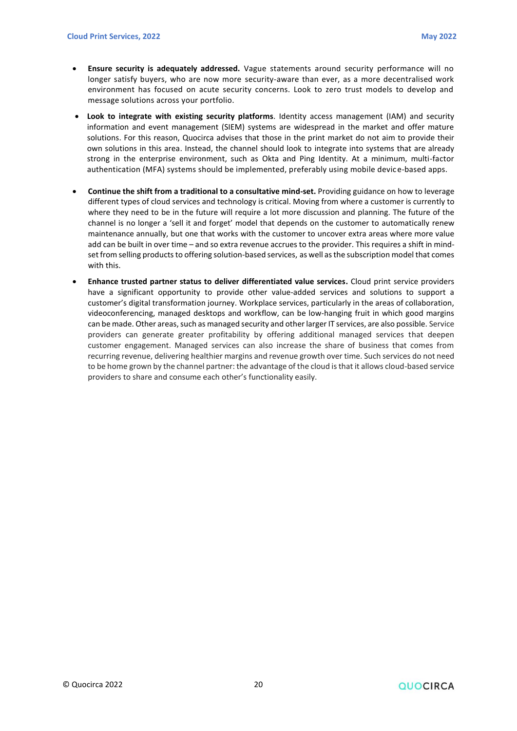- **Ensure security is adequately addressed.** Vague statements around security performance will no longer satisfy buyers, who are now more security-aware than ever, as a more decentralised work environment has focused on acute security concerns. Look to zero trust models to develop and message solutions across your portfolio.
- **Look to integrate with existing security platforms**. Identity access management (IAM) and security information and event management (SIEM) systems are widespread in the market and offer mature solutions. For this reason, Quocirca advises that those in the print market do not aim to provide their own solutions in this area. Instead, the channel should look to integrate into systems that are already strong in the enterprise environment, such as Okta and Ping Identity. At a minimum, multi-factor authentication (MFA) systems should be implemented, preferably using mobile device-based apps.
- **Continue the shift from a traditional to a consultative mind-set.** Providing guidance on how to leverage different types of cloud services and technology is critical. Moving from where a customer is currently to where they need to be in the future will require a lot more discussion and planning. The future of the channel is no longer a 'sell it and forget' model that depends on the customer to automatically renew maintenance annually, but one that works with the customer to uncover extra areas where more value add can be built in over time – and so extra revenue accrues to the provider. This requires a shift in mind-set from selling products to offering solution-based services, as well as the subscription model that comes with this.
- **Enhance trusted partner status to deliver differentiated value services.** Cloud print service providers have a significant opportunity to provide other value-added services and solutions to support a customer's digital transformation journey. Workplace services, particularly in the areas of collaboration, videoconferencing, managed desktops and workflow, can be low-hanging fruit in which good margins can be made. Other areas, such as managed security and other larger IT services, are also possible. Service providers can generate greater profitability by offering additional managed services that deepen customer engagement. Managed services can also increase the share of business that comes from recurring revenue, delivering healthier margins and revenue growth over time. Such services do not need to be home grown by the channel partner: the advantage of the cloud is that it allows cloud-based service providers to share and consume each other's functionality easily.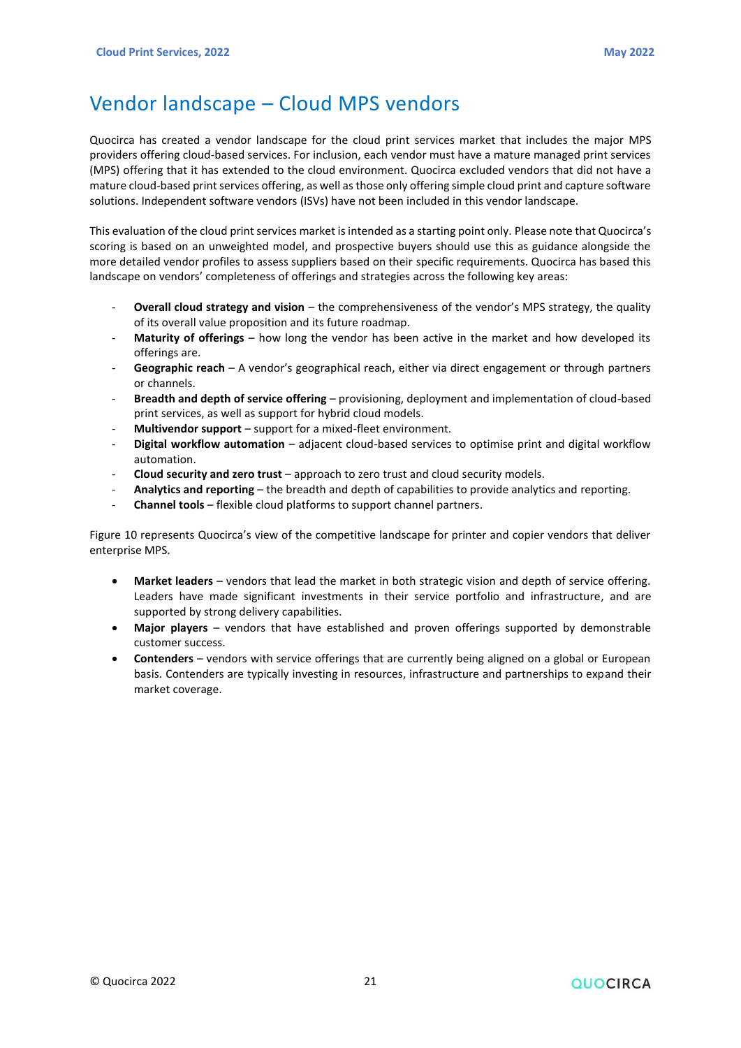# Vendor landscape – Cloud MPS vendors

Quocirca has created a vendor landscape for the cloud print services market that includes the major MPS providers offering cloud-based services. For inclusion, each vendor must have a mature managed print services (MPS) offering that it has extended to the cloud environment. Quocirca excluded vendors that did not have a mature cloud-based print services offering, as well as those only offering simple cloud print and capture software solutions. Independent software vendors (ISVs) have not been included in this vendor landscape.

This evaluation of the cloud print services market is intended as a starting point only. Please note that Quocirca's scoring is based on an unweighted model, and prospective buyers should use this as guidance alongside the more detailed vendor profiles to assess suppliers based on their specific requirements. Quocirca has based this landscape on vendors' completeness of offerings and strategies across the following key areas:

- **Overall cloud strategy and vision** – the comprehensiveness of the vendor's MPS strategy, the quality of its overall value proposition and its future roadmap.
- **Maturity of offerings** – how long the vendor has been active in the market and how developed its offerings are.
- **Geographic reach** – A vendor's geographical reach, either via direct engagement or through partners or channels.
- **Breadth and depth of service offering** – provisioning, deployment and implementation of cloud-based print services, as well as support for hybrid cloud models.
- **Multivendor support** – support for a mixed-fleet environment.
- **Digital workflow automation** – adjacent cloud-based services to optimise print and digital workflow automation.
- **Cloud security and zero trust** – approach to zero trust and cloud security models.
- **Analytics and reporting** – the breadth and depth of capabilities to provide analytics and reporting.
- **Channel tools** – flexible cloud platforms to support channel partners.

Figure 10 represents Quocirca's view of the competitive landscape for printer and copier vendors that deliver enterprise MPS.

- **Market leaders** – vendors that lead the market in both strategic vision and depth of service offering. Leaders have made significant investments in their service portfolio and infrastructure, and are supported by strong delivery capabilities.
- **Major players** – vendors that have established and proven offerings supported by demonstrable customer success.
- **Contenders** – vendors with service offerings that are currently being aligned on a global or European basis. Contenders are typically investing in resources, infrastructure and partnerships to expand their market coverage.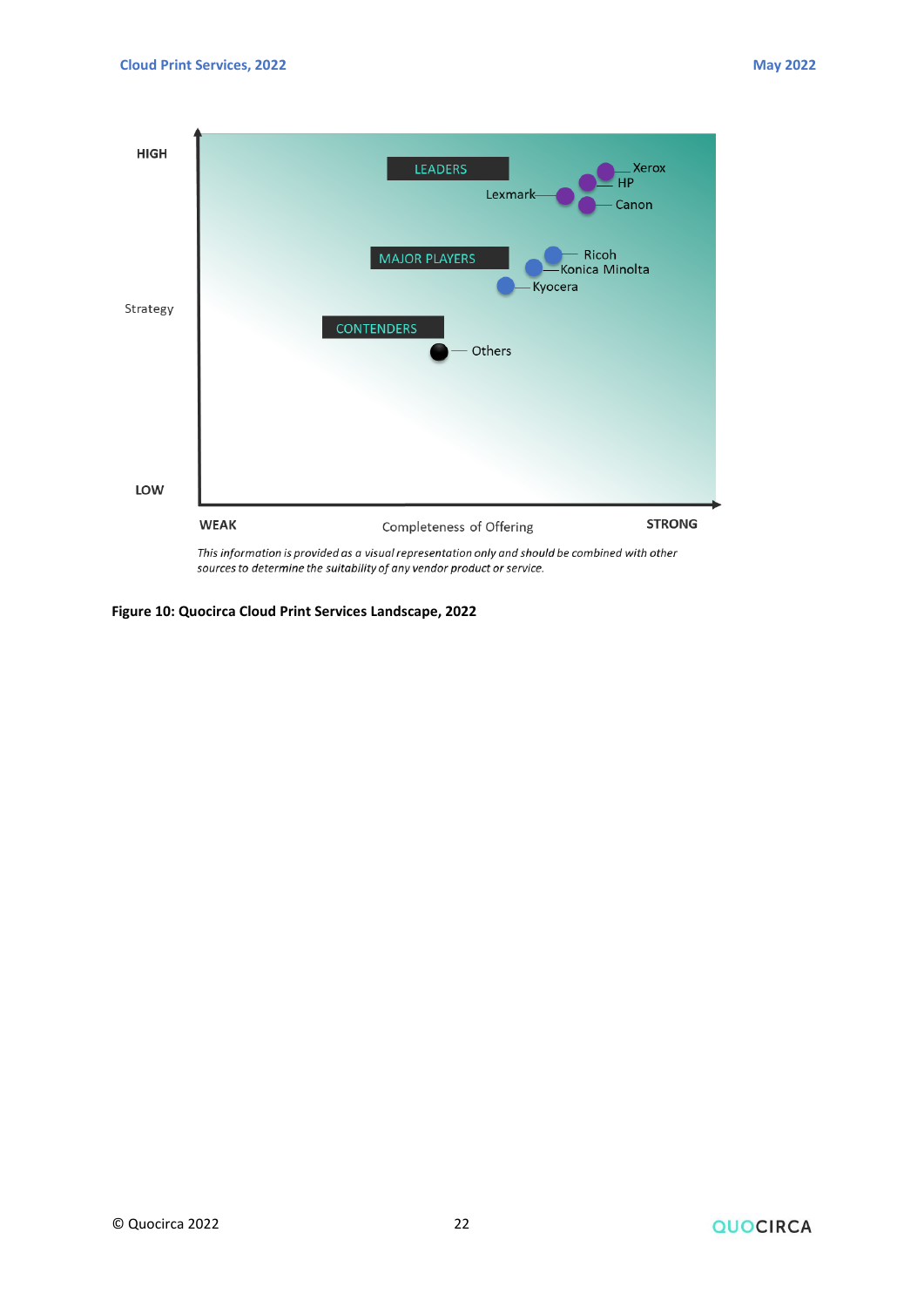*This information is provided as a visual representation only and should be combined with other sources to determine the suitability of any vendor product or service.*

**Figure 10: Quocirca Cloud Print Services Landscape, 2022**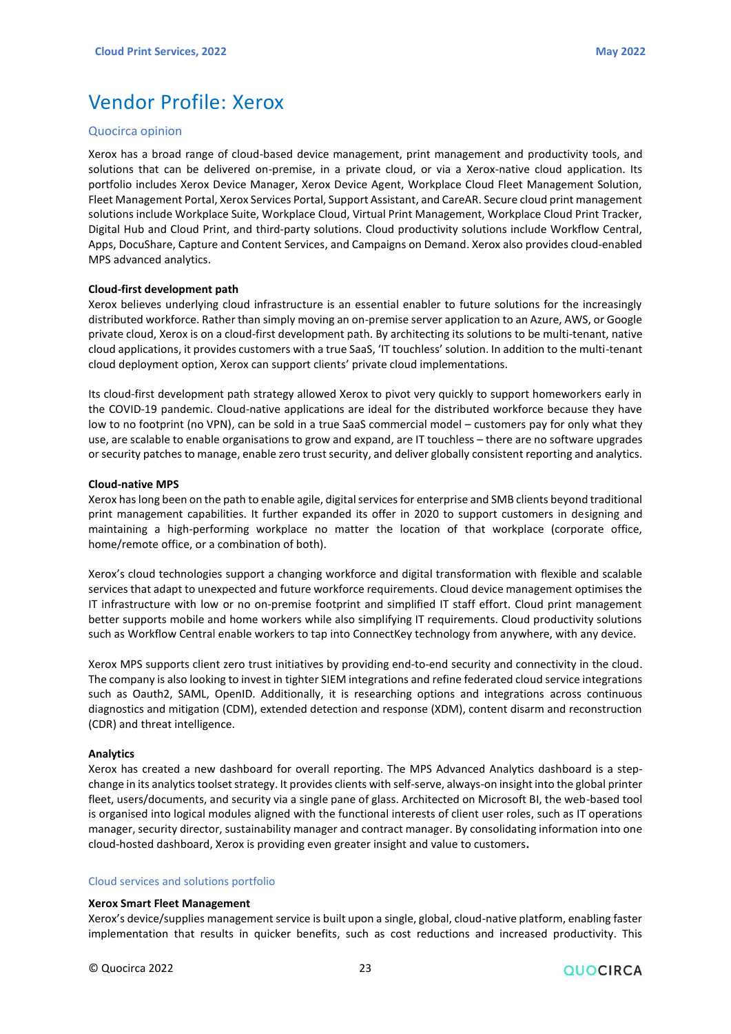# Vendor Profile: Xerox

## Quocirca opinion

Xerox has a broad range of cloud-based device management, print management and productivity tools, and solutions that can be delivered on-premise, in a private cloud, or via a Xerox-native cloud application. Its portfolio includes Xerox Device Manager, Xerox Device Agent, Workplace Cloud Fleet Management Solution, Fleet Management Portal, Xerox Services Portal, Support Assistant, and CareAR. Secure cloud print management solutions include Workplace Suite, Workplace Cloud, Virtual Print Management, Workplace Cloud Print Tracker, Digital Hub and Cloud Print, and third-party solutions. Cloud productivity solutions include Workflow Central, Apps, DocuShare, Capture and Content Services, and Campaigns on Demand. Xerox also provides cloud-enabled MPS advanced analytics.

**Cloud-first development path**

Xerox believes underlying cloud infrastructure is an essential enabler to future solutions for the increasingly distributed workforce. Rather than simply moving an on-premise server application to an Azure, AWS, or Google private cloud, Xerox is on a cloud-first development path. By architecting its solutions to be multi-tenant, native cloud applications, it provides customers with a true SaaS, 'IT touchless' solution. In addition to the multi-tenant cloud deployment option, Xerox can support clients' private cloud implementations.

Its cloud-first development path strategy allowed Xerox to pivot very quickly to support homeworkers early in the COVID-19 pandemic. Cloud-native applications are ideal for the distributed workforce because they have low to no footprint (no VPN), can be sold in a true SaaS commercial model – customers pay for only what they use, are scalable to enable organisations to grow and expand, are IT touchless – there are no software upgrades or security patches to manage, enable zero trust security, and deliver globally consistent reporting and analytics.

**Cloud-native MPS**

Xerox has long been on the path to enable agile, digital services for enterprise and SMB clients beyond traditional print management capabilities. It further expanded its offer in 2020 to support customers in designing and maintaining a high-performing workplace no matter the location of that workplace (corporate office, home/remote office, or a combination of both).

Xerox's cloud technologies support a changing workforce and digital transformation with flexible and scalable services that adapt to unexpected and future workforce requirements. Cloud device management optimises the IT infrastructure with low or no on-premise footprint and simplified IT staff effort. Cloud print management better supports mobile and home workers while also simplifying IT requirements. Cloud productivity solutions such as Workflow Central enable workers to tap into ConnectKey technology from anywhere, with any device.

Xerox MPS supports client zero trust initiatives by providing end-to-end security and connectivity in the cloud. The company is also looking to invest in tighter SIEM integrations and refine federated cloud service integrations such as Oauth2, SAML, OpenID. Additionally, it is researching options and integrations across continuous diagnostics and mitigation (CDM), extended detection and response (XDM), content disarm and reconstruction (CDR) and threat intelligence.

**Analytics**

Xerox has created a new dashboard for overall reporting. The MPS Advanced Analytics dashboard is a step-change in its analytics toolset strategy. It provides clients with self-serve, always-on insight into the global printer fleet, users/documents, and security via a single pane of glass. Architected on Microsoft BI, the web-based tool is organised into logical modules aligned with the functional interests of client user roles, such as IT operations manager, security director, sustainability manager and contract manager. By consolidating information into one cloud-hosted dashboard, Xerox is providing even greater insight and value to customers.

## Cloud services and solutions portfolio

**Xerox Smart Fleet Management**

Xerox's device/supplies management service is built upon a single, global, cloud-native platform, enabling faster implementation that results in quicker benefits, such as cost reductions and increased productivity. This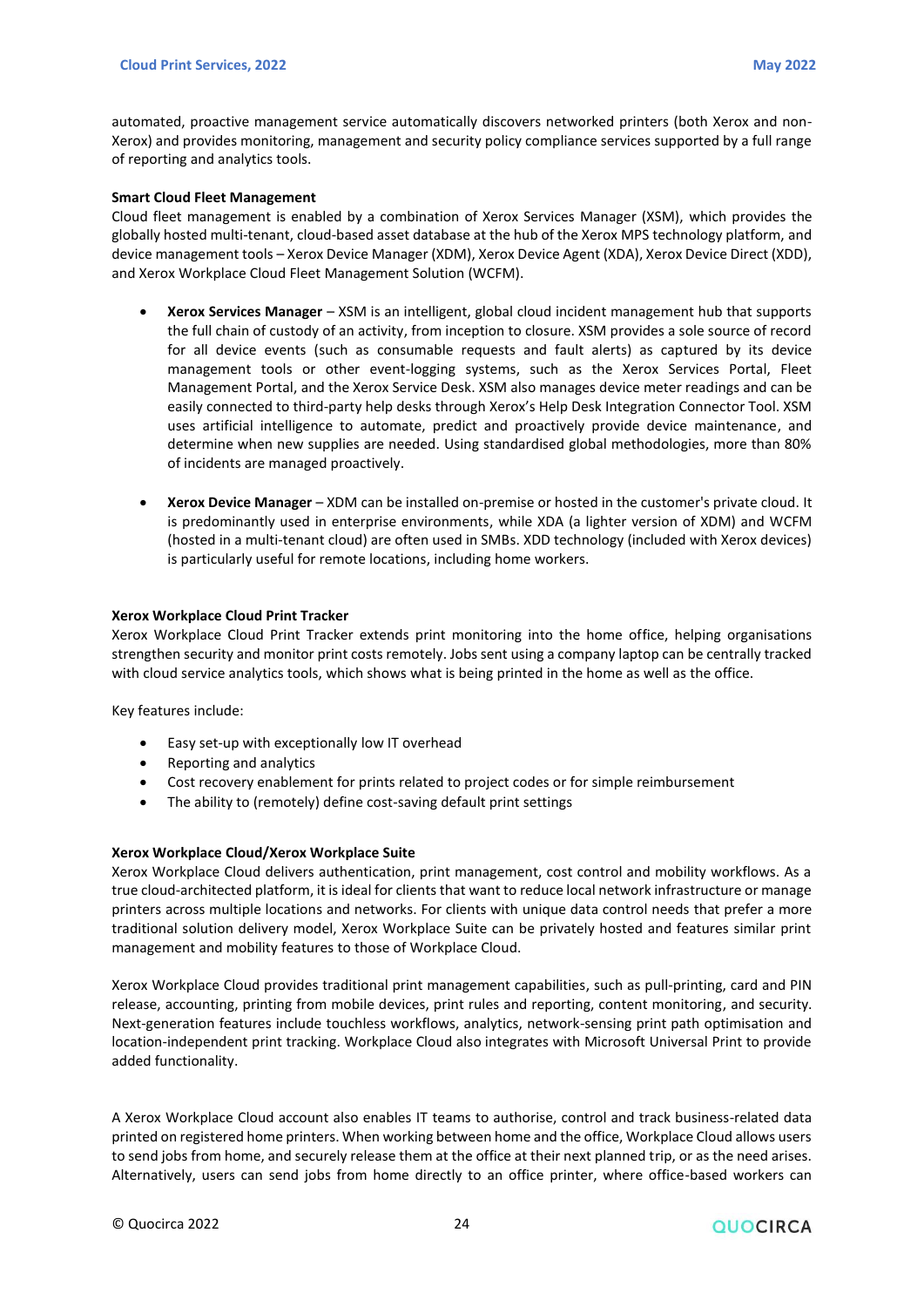automated, proactive management service automatically discovers networked printers (both Xerox and non-Xerox) and provides monitoring, management and security policy compliance services supported by a full range of reporting and analytics tools.

**Smart Cloud Fleet Management**

Cloud fleet management is enabled by a combination of Xerox Services Manager (XSM), which provides the globally hosted multi-tenant, cloud-based asset database at the hub of the Xerox MPS technology platform, and device management tools – Xerox Device Manager (XDM), Xerox Device Agent (XDA), Xerox Device Direct (XDD), and Xerox Workplace Cloud Fleet Management Solution (WCFM).

- **Xerox Services Manager** – XSM is an intelligent, global cloud incident management hub that supports the full chain of custody of an activity, from inception to closure. XSM provides a sole source of record for all device events (such as consumable requests and fault alerts) as captured by its device management tools or other event-logging systems, such as the Xerox Services Portal, Fleet Management Portal, and the Xerox Service Desk. XSM also manages device meter readings and can be easily connected to third-party help desks through Xerox's Help Desk Integration Connector Tool. XSM uses artificial intelligence to automate, predict and proactively provide device maintenance, and determine when new supplies are needed. Using standardised global methodologies, more than 80% of incidents are managed proactively.

- **Xerox Device Manager** – XDM can be installed on-premise or hosted in the customer's private cloud. It is predominantly used in enterprise environments, while XDA (a lighter version of XDM) and WCFM (hosted in a multi-tenant cloud) are often used in SMBs. XDD technology (included with Xerox devices) is particularly useful for remote locations, including home workers.

**Xerox Workplace Cloud Print Tracker**

Xerox Workplace Cloud Print Tracker extends print monitoring into the home office, helping organisations strengthen security and monitor print costs remotely. Jobs sent using a company laptop can be centrally tracked with cloud service analytics tools, which shows what is being printed in the home as well as the office.

Key features include:

- Easy set-up with exceptionally low IT overhead
- Reporting and analytics
- Cost recovery enablement for prints related to project codes or for simple reimbursement
- The ability to (remotely) define cost-saving default print settings

**Xerox Workplace Cloud/Xerox Workplace Suite**

Xerox Workplace Cloud delivers authentication, print management, cost control and mobility workflows. As a true cloud-architected platform, it is ideal for clients that want to reduce local network infrastructure or manage printers across multiple locations and networks. For clients with unique data control needs that prefer a more traditional solution delivery model, Xerox Workplace Suite can be privately hosted and features similar print management and mobility features to those of Workplace Cloud.

Xerox Workplace Cloud provides traditional print management capabilities, such as pull-printing, card and PIN release, accounting, printing from mobile devices, print rules and reporting, content monitoring, and security. Next-generation features include touchless workflows, analytics, network-sensing print path optimisation and location-independent print tracking. Workplace Cloud also integrates with Microsoft Universal Print to provide added functionality.

A Xerox Workplace Cloud account also enables IT teams to authorise, control and track business-related data printed on registered home printers. When working between home and the office, Workplace Cloud allows users to send jobs from home, and securely release them at the office at their next planned trip, or as the need arises. Alternatively, users can send jobs from home directly to an office printer, where office-based workers can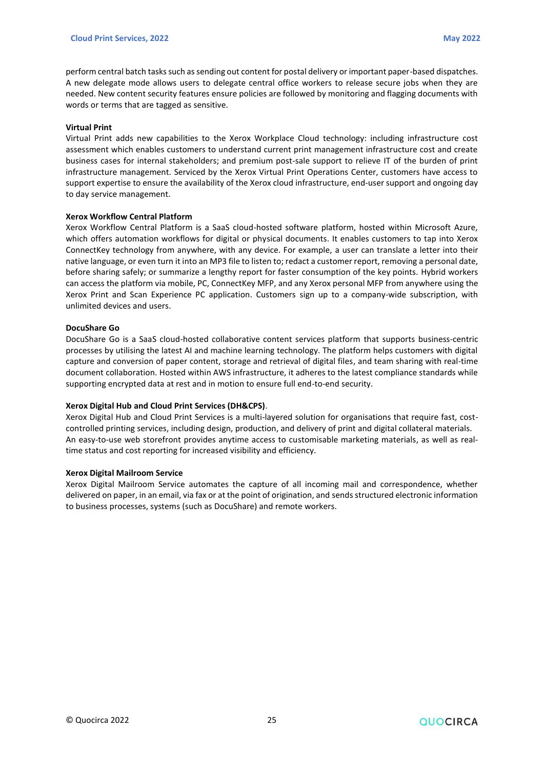perform central batch tasks such as sending out content for postal delivery or important paper-based dispatches. A new delegate mode allows users to delegate central office workers to release secure jobs when they are needed. New content security features ensure policies are followed by monitoring and flagging documents with words or terms that are tagged as sensitive.

**Virtual Print**
Virtual Print adds new capabilities to the Xerox Workplace Cloud technology: including infrastructure cost assessment which enables customers to understand current print management infrastructure cost and create business cases for internal stakeholders; and premium post-sale support to relieve IT of the burden of print infrastructure management. Serviced by the Xerox Virtual Print Operations Center, customers have access to support expertise to ensure the availability of the Xerox cloud infrastructure, end-user support and ongoing day to day service management.

**Xerox Workflow Central Platform**
Xerox Workflow Central Platform is a SaaS cloud-hosted software platform, hosted within Microsoft Azure, which offers automation workflows for digital or physical documents. It enables customers to tap into Xerox ConnectKey technology from anywhere, with any device. For example, a user can translate a letter into their native language, or even turn it into an MP3 file to listen to; redact a customer report, removing a personal date, before sharing safely; or summarize a lengthy report for faster consumption of the key points. Hybrid workers can access the platform via mobile, PC, ConnectKey MFP, and any Xerox personal MFP from anywhere using the Xerox Print and Scan Experience PC application. Customers sign up to a company-wide subscription, with unlimited devices and users.

**DocuShare Go**
DocuShare Go is a SaaS cloud-hosted collaborative content services platform that supports business-centric processes by utilising the latest AI and machine learning technology. The platform helps customers with digital capture and conversion of paper content, storage and retrieval of digital files, and team sharing with real-time document collaboration. Hosted within AWS infrastructure, it adheres to the latest compliance standards while supporting encrypted data at rest and in motion to ensure full end-to-end security.

**Xerox Digital Hub and Cloud Print Services (DH&CPS)**.
Xerox Digital Hub and Cloud Print Services is a multi-layered solution for organisations that require fast, cost-controlled printing services, including design, production, and delivery of print and digital collateral materials. An easy-to-use web storefront provides anytime access to customisable marketing materials, as well as real-time status and cost reporting for increased visibility and efficiency.

**Xerox Digital Mailroom Service**
Xerox Digital Mailroom Service automates the capture of all incoming mail and correspondence, whether delivered on paper, in an email, via fax or at the point of origination, and sends structured electronic information to business processes, systems (such as DocuShare) and remote workers.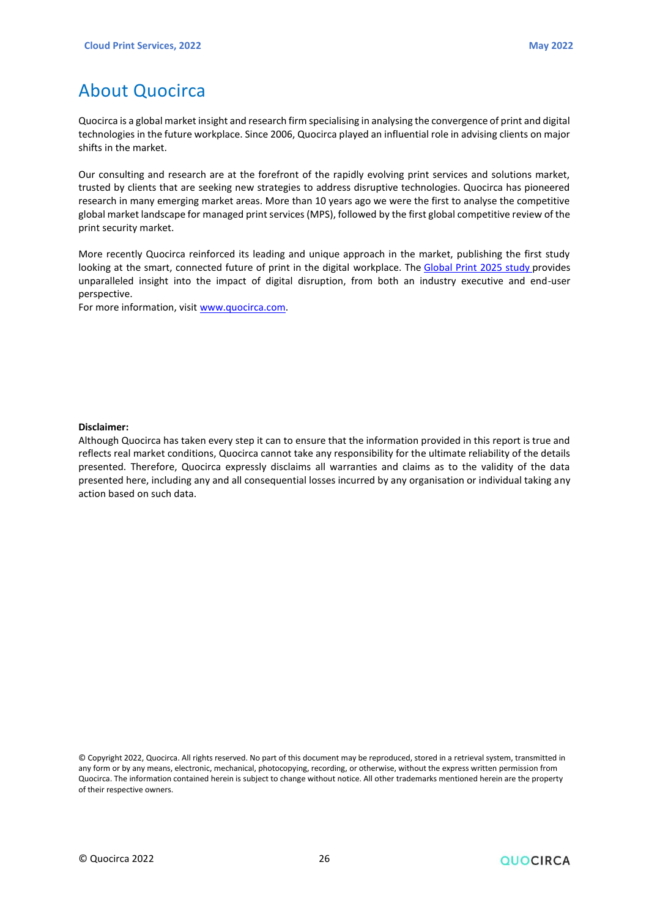# About Quocirca

Quocirca is a global market insight and research firm specialising in analysing the convergence of print and digital technologies in the future workplace. Since 2006, Quocirca played an influential role in advising clients on major shifts in the market.

Our consulting and research are at the forefront of the rapidly evolving print services and solutions market, trusted by clients that are seeking new strategies to address disruptive technologies. Quocirca has pioneered research in many emerging market areas. More than 10 years ago we were the first to analyse the competitive global market landscape for managed print services (MPS), followed by the first global competitive review of the print security market.

More recently Quocirca reinforced its leading and unique approach in the market, publishing the first study looking at the smart, connected future of print in the digital workplace. The Global Print 2025 study provides unparalleled insight into the impact of digital disruption, from both an industry executive and end-user perspective.
For more information, visit www.quocirca.com.

**Disclaimer:**
Although Quocirca has taken every step it can to ensure that the information provided in this report is true and reflects real market conditions, Quocirca cannot take any responsibility for the ultimate reliability of the details presented. Therefore, Quocirca expressly disclaims all warranties and claims as to the validity of the data presented here, including any and all consequential losses incurred by any organisation or individual taking any action based on such data.

© Copyright 2022, Quocirca. All rights reserved. No part of this document may be reproduced, stored in a retrieval system, transmitted in any form or by any means, electronic, mechanical, photocopying, recording, or otherwise, without the express written permission from Quocirca. The information contained herein is subject to change without notice. All other trademarks mentioned herein are the property of their respective owners.